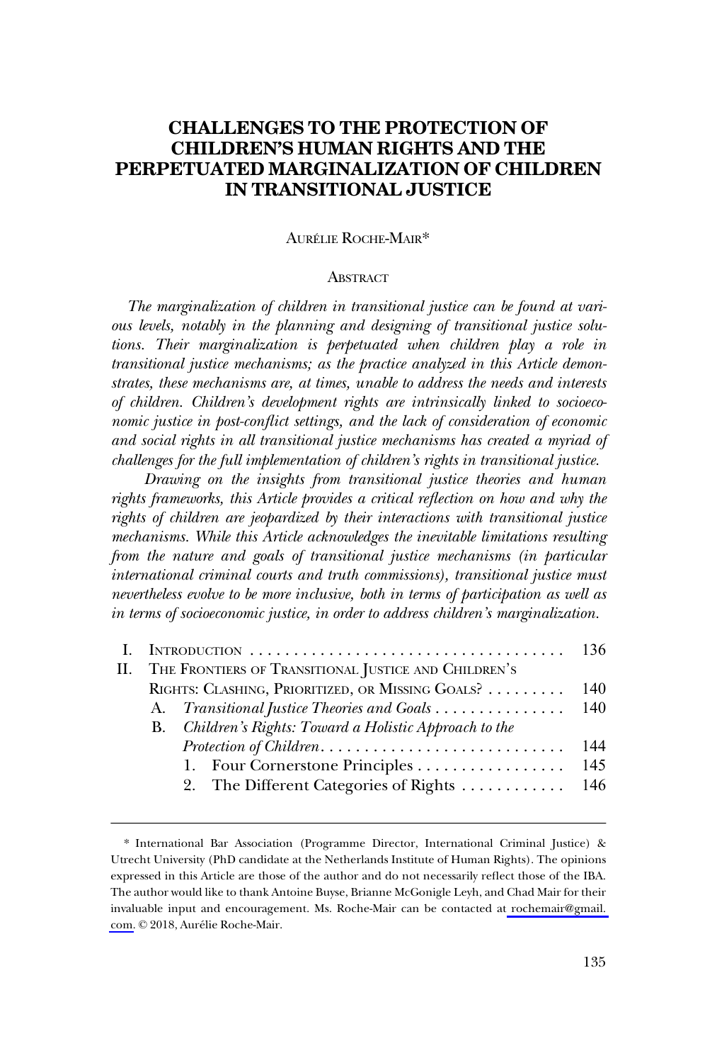# CHALLENGES TO THE PROTECTION OF CHILDREN'S HUMAN RIGHTS AND THE PERPETUATED MARGINALIZATION OF CHILDREN IN TRANSITIONAL JUSTICE

AURÉLIE ROCHE-MAIR*

## ABSTRACT

*The marginalization of children in transitional justice can be found at various levels, notably in the planning and designing of transitional justice solutions. Their marginalization is perpetuated when children play a role in transitional justice mechanisms; as the practice analyzed in this Article demonstrates, these mechanisms are, at times, unable to address the needs and interests of children. Children's development rights are intrinsically linked to socioeconomic justice in post-conflict settings, and the lack of consideration of economic and social rights in all transitional justice mechanisms has created a myriad of challenges for the full implementation of children's rights in transitional justice.*

*Drawing on the insights from transitional justice theories and human rights frameworks, this Article provides a critical reflection on how and why the rights of children are jeopardized by their interactions with transitional justice mechanisms. While this Article acknowledges the inevitable limitations resulting from the nature and goals of transitional justice mechanisms (in particular international criminal courts and truth commissions), transitional justice must nevertheless evolve to be more inclusive, both in terms of participation as well as in terms of socioeconomic justice, in order to address children's marginalization.*

| | | |
|---|---|---|
| I. | INTRODUCTION | 136 |
| II. | THE FRONTIERS OF TRANSITIONAL JUSTICE AND CHILDREN'S RIGHTS: CLASHING, PRIORITIZED, OR MISSING GOALS? | 140 |
| | A. *Transitional Justice Theories and Goals* | 140 |
| | B. *Children's Rights: Toward a Holistic Approach to the Protection of Children* | 144 |
| | 1. Four Cornerstone Principles | 145 |
| | 2. The Different Categories of Rights | 146 |

\* International Bar Association (Programme Director, International Criminal Justice) & Utrecht University (PhD candidate at the Netherlands Institute of Human Rights). The opinions expressed in this Article are those of the author and do not necessarily reflect those of the IBA. The author would like to thank Antoine Buyse, Brianne McGonigle Leyh, and Chad Mair for their invaluable input and encouragement. Ms. Roche-Mair can be contacted at rochemair@gmail.com. © 2018, Aurélie Roche-Mair.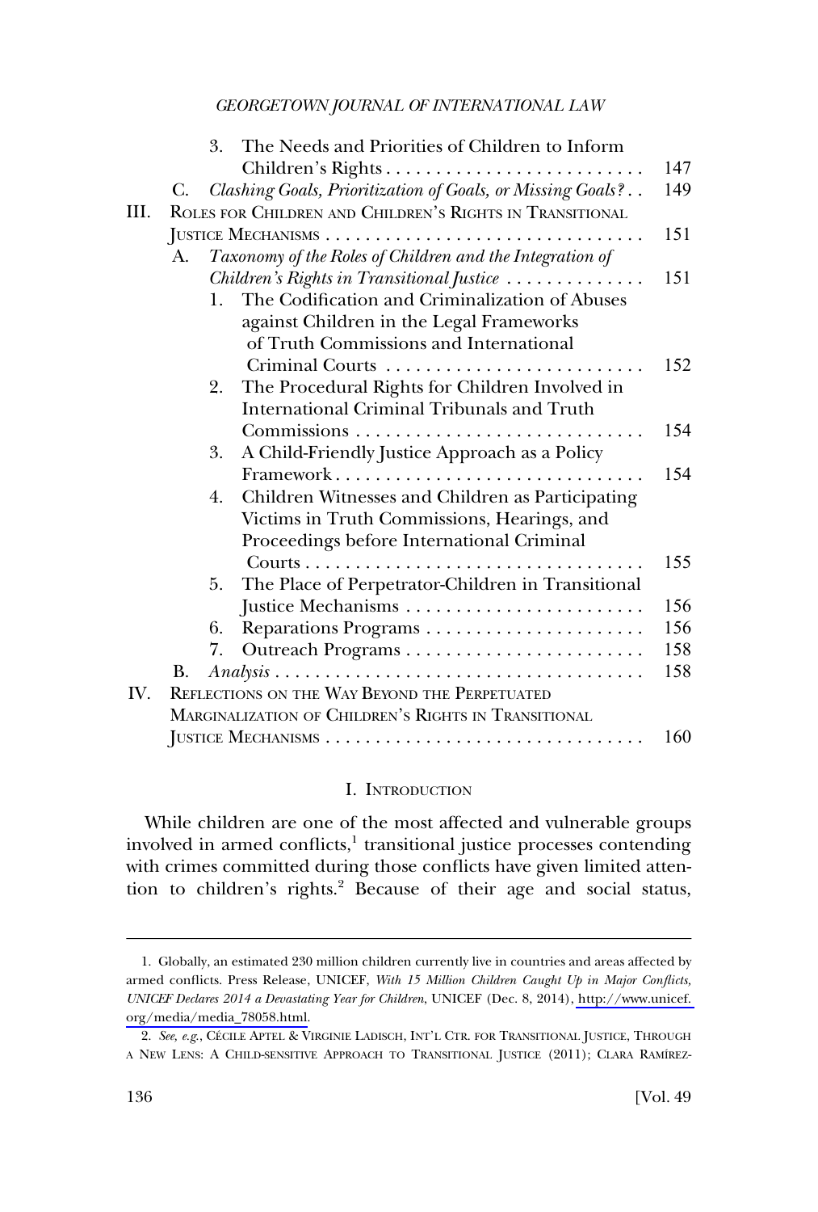3. The Needs and Priorities of Children to Inform Children's Rights . . . . . . . . . . . . . . . . . . . . . . . . . . 147

C. *Clashing Goals, Prioritization of Goals, or Missing Goals?* . . 149

III. ROLES FOR CHILDREN AND CHILDREN'S RIGHTS IN TRANSITIONAL JUSTICE MECHANISMS . . . . . . . . . . . . . . . . . . . . . . . . . . . . . . . . 151

A. *Taxonomy of the Roles of Children and the Integration of Children's Rights in Transitional Justice* . . . . . . . . . . . . . . 151

1. The Codification and Criminalization of Abuses against Children in the Legal Frameworks of Truth Commissions and International Criminal Courts . . . . . . . . . . . . . . . . . . . . . . . . . . 152
2. The Procedural Rights for Children Involved in International Criminal Tribunals and Truth Commissions . . . . . . . . . . . . . . . . . . . . . . . . . . . . . 154
3. A Child-Friendly Justice Approach as a Policy Framework . . . . . . . . . . . . . . . . . . . . . . . . . . . . . . . 154
4. Children Witnesses and Children as Participating Victims in Truth Commissions, Hearings, and Proceedings before International Criminal Courts . . . . . . . . . . . . . . . . . . . . . . . . . . . . . . . . . . 155
5. The Place of Perpetrator-Children in Transitional Justice Mechanisms . . . . . . . . . . . . . . . . . . . . . . . . . 156
6. Reparations Programs . . . . . . . . . . . . . . . . . . . . . . 156
7. Outreach Programs . . . . . . . . . . . . . . . . . . . . . . . . 158

B. *Analysis* . . . . . . . . . . . . . . . . . . . . . . . . . . . . . . . . . . . . . 158

IV. REFLECTIONS ON THE WAY BEYOND THE PERPETUATED MARGINALIZATION OF CHILDREN'S RIGHTS IN TRANSITIONAL JUSTICE MECHANISMS . . . . . . . . . . . . . . . . . . . . . . . . . . . . . . . . 160

## I. INTRODUCTION

While children are one of the most affected and vulnerable groups involved in armed conflicts,[1] transitional justice processes contending with crimes committed during those conflicts have given limited attention to children's rights.[2] Because of their age and social status,

---

1. Globally, an estimated 230 million children currently live in countries and areas affected by armed conflicts. Press Release, UNICEF, *With 15 Million Children Caught Up in Major Conflicts, UNICEF Declares 2014 a Devastating Year for Children*, UNICEF (Dec. 8, 2014), http://www.unicef.org/media/media_78058.html.

2. *See, e.g.*, CÉCILE APTEL & VIRGINIE LADISCH, INT'L CTR. FOR TRANSITIONAL JUSTICE, THROUGH A NEW LENS: A CHILD-SENSITIVE APPROACH TO TRANSITIONAL JUSTICE (2011); CLARA RAMÍREZ-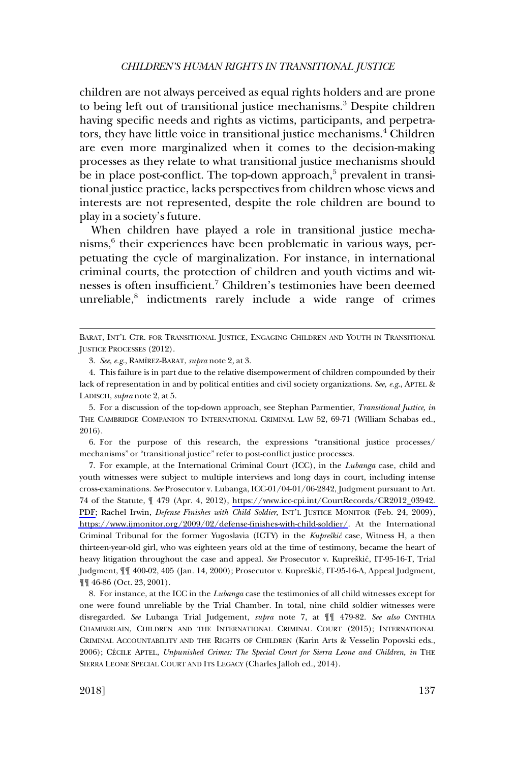children are not always perceived as equal rights holders and are prone to being left out of transitional justice mechanisms.[3] Despite children having specific needs and rights as victims, participants, and perpetrators, they have little voice in transitional justice mechanisms.[4] Children are even more marginalized when it comes to the decision-making processes as they relate to what transitional justice mechanisms should be in place post-conflict. The top-down approach,[5] prevalent in transitional justice practice, lacks perspectives from children whose views and interests are not represented, despite the role children are bound to play in a society's future.

When children have played a role in transitional justice mechanisms,[6] their experiences have been problematic in various ways, perpetuating the cycle of marginalization. For instance, in international criminal courts, the protection of children and youth victims and witnesses is often insufficient.[7] Children's testimonies have been deemed unreliable,[8] indictments rarely include a wide range of crimes

---

BARAT, INT'L CTR. FOR TRANSITIONAL JUSTICE, ENGAGING CHILDREN AND YOUTH IN TRANSITIONAL JUSTICE PROCESSES (2012).

3. *See, e.g.*, RAMÍREZ-BARAT, *supra* note 2, at 3.

4. This failure is in part due to the relative disempowerment of children compounded by their lack of representation in and by political entities and civil society organizations. *See, e.g.*, APTEL & LADISCH, *supra* note 2, at 5.

5. For a discussion of the top-down approach, see Stephan Parmentier, *Transitional Justice, in* THE CAMBRIDGE COMPANION TO INTERNATIONAL CRIMINAL LAW 52, 69-71 (William Schabas ed., 2016).

6. For the purpose of this research, the expressions "transitional justice processes/mechanisms" or "transitional justice" refer to post-conflict justice processes.

7. For example, at the International Criminal Court (ICC), in the *Lubanga* case, child and youth witnesses were subject to multiple interviews and long days in court, including intense cross-examinations. *See* Prosecutor v. Lubanga, ICC-01/04-01/06-2842, Judgment pursuant to Art. 74 of the Statute, ¶ 479 (Apr. 4, 2012), https://www.icc-cpi.int/CourtRecords/CR2012_03942.PDF; Rachel Irwin, *Defense Finishes with Child Soldier*, INT'L JUSTICE MONITOR (Feb. 24, 2009), https://www.ijmonitor.org/2009/02/defense-finishes-with-child-soldier/. At the International Criminal Tribunal for the former Yugoslavia (ICTY) in the *Kupreškić* case, Witness H, a then thirteen-year-old girl, who was eighteen years old at the time of testimony, became the heart of heavy litigation throughout the case and appeal. *See* Prosecutor v. Kupreškić, IT-95-16-T, Trial Judgment, ¶¶ 400-02, 405 (Jan. 14, 2000); Prosecutor v. Kupreškić, IT-95-16-A, Appeal Judgment, ¶¶ 46-86 (Oct. 23, 2001).

8. For instance, at the ICC in the *Lubanga* case the testimonies of all child witnesses except for one were found unreliable by the Trial Chamber. In total, nine child soldier witnesses were disregarded. *See* Lubanga Trial Judgement, *supra* note 7, at ¶¶ 479-82. *See also* CYNTHIA CHAMBERLAIN, CHILDREN AND THE INTERNATIONAL CRIMINAL COURT (2015); INTERNATIONAL CRIMINAL ACCOUNTABILITY AND THE RIGHTS OF CHILDREN (Karin Arts & Vesselin Popovski eds., 2006); CÉCILE APTEL, *Unpunished Crimes: The Special Court for Sierra Leone and Children, in* THE SIERRA LEONE SPECIAL COURT AND ITS LEGACY (Charles Jalloh ed., 2014).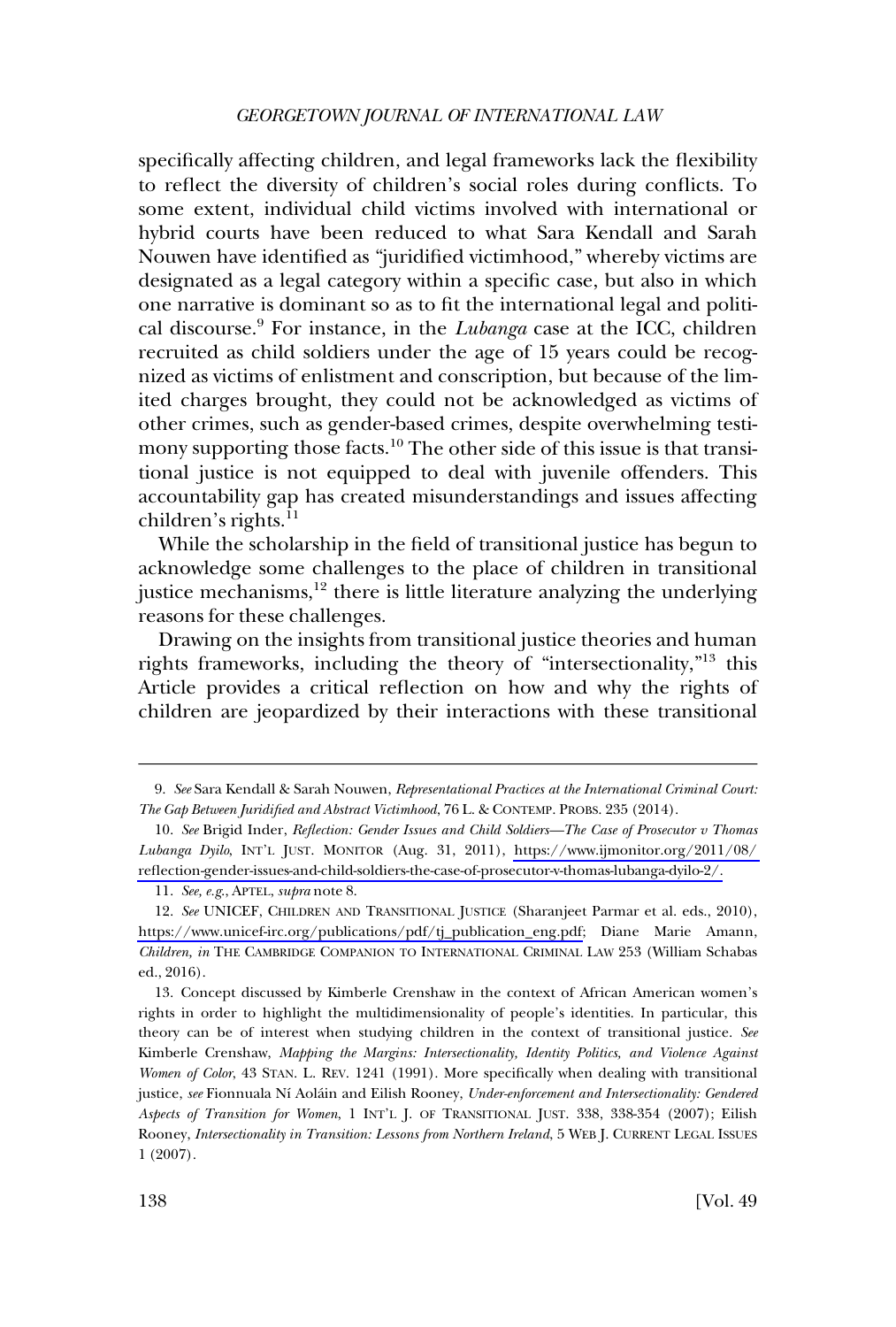specifically affecting children, and legal frameworks lack the flexibility to reflect the diversity of children's social roles during conflicts. To some extent, individual child victims involved with international or hybrid courts have been reduced to what Sara Kendall and Sarah Nouwen have identified as "juridified victimhood," whereby victims are designated as a legal category within a specific case, but also in which one narrative is dominant so as to fit the international legal and political discourse.[9] For instance, in the *Lubanga* case at the ICC, children recruited as child soldiers under the age of 15 years could be recognized as victims of enlistment and conscription, but because of the limited charges brought, they could not be acknowledged as victims of other crimes, such as gender-based crimes, despite overwhelming testimony supporting those facts.[10] The other side of this issue is that transitional justice is not equipped to deal with juvenile offenders. This accountability gap has created misunderstandings and issues affecting children's rights.[11]

While the scholarship in the field of transitional justice has begun to acknowledge some challenges to the place of children in transitional justice mechanisms,[12] there is little literature analyzing the underlying reasons for these challenges.

Drawing on the insights from transitional justice theories and human rights frameworks, including the theory of "intersectionality,"[13] this Article provides a critical reflection on how and why the rights of children are jeopardized by their interactions with these transitional

---

9. *See* Sara Kendall & Sarah Nouwen, *Representational Practices at the International Criminal Court: The Gap Between Juridified and Abstract Victimhood*, 76 L. & CONTEMP. PROBS. 235 (2014).

10. *See* Brigid Inder, *Reflection: Gender Issues and Child Soldiers—The Case of Prosecutor v Thomas Lubanga Dyilo*, INT'L JUST. MONITOR (Aug. 31, 2011), https://www.ijmonitor.org/2011/08/reflection-gender-issues-and-child-soldiers-the-case-of-prosecutor-v-thomas-lubanga-dyilo-2/.

11. *See, e.g.*, APTEL, *supra* note 8.

12. *See* UNICEF, CHILDREN AND TRANSITIONAL JUSTICE (Sharanjeet Parmar et al. eds., 2010), https://www.unicef-irc.org/publications/pdf/tj_publication_eng.pdf; Diane Marie Amann, *Children*, *in* THE CAMBRIDGE COMPANION TO INTERNATIONAL CRIMINAL LAW 253 (William Schabas ed., 2016).

13. Concept discussed by Kimberle Crenshaw in the context of African American women's rights in order to highlight the multidimensionality of people's identities. In particular, this theory can be of interest when studying children in the context of transitional justice. *See* Kimberle Crenshaw, *Mapping the Margins: Intersectionality, Identity Politics, and Violence Against Women of Color*, 43 STAN. L. REV. 1241 (1991). More specifically when dealing with transitional justice, *see* Fionnuala Ní Aoláin and Eilish Rooney, *Under-enforcement and Intersectionality: Gendered Aspects of Transition for Women*, 1 INT'L J. OF TRANSITIONAL JUST. 338, 338-354 (2007); Eilish Rooney, *Intersectionality in Transition: Lessons from Northern Ireland*, 5 WEB J. CURRENT LEGAL ISSUES 1 (2007).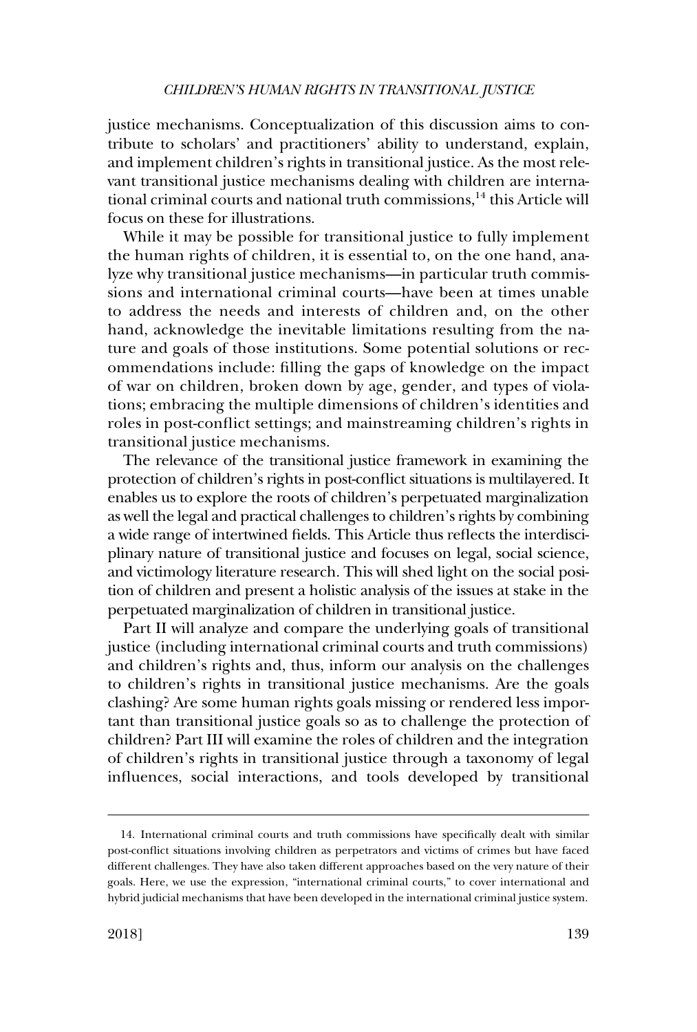justice mechanisms. Conceptualization of this discussion aims to contribute to scholars' and practitioners' ability to understand, explain, and implement children's rights in transitional justice. As the most relevant transitional justice mechanisms dealing with children are international criminal courts and national truth commissions,[14] this Article will focus on these for illustrations.

While it may be possible for transitional justice to fully implement the human rights of children, it is essential to, on the one hand, analyze why transitional justice mechanisms—in particular truth commissions and international criminal courts—have been at times unable to address the needs and interests of children and, on the other hand, acknowledge the inevitable limitations resulting from the nature and goals of those institutions. Some potential solutions or recommendations include: filling the gaps of knowledge on the impact of war on children, broken down by age, gender, and types of violations; embracing the multiple dimensions of children's identities and roles in post-conflict settings; and mainstreaming children's rights in transitional justice mechanisms.

The relevance of the transitional justice framework in examining the protection of children's rights in post-conflict situations is multilayered. It enables us to explore the roots of children's perpetuated marginalization as well the legal and practical challenges to children's rights by combining a wide range of intertwined fields. This Article thus reflects the interdisciplinary nature of transitional justice and focuses on legal, social science, and victimology literature research. This will shed light on the social position of children and present a holistic analysis of the issues at stake in the perpetuated marginalization of children in transitional justice.

Part II will analyze and compare the underlying goals of transitional justice (including international criminal courts and truth commissions) and children's rights and, thus, inform our analysis on the challenges to children's rights in transitional justice mechanisms. Are the goals clashing? Are some human rights goals missing or rendered less important than transitional justice goals so as to challenge the protection of children? Part III will examine the roles of children and the integration of children's rights in transitional justice through a taxonomy of legal influences, social interactions, and tools developed by transitional

14. International criminal courts and truth commissions have specifically dealt with similar post-conflict situations involving children as perpetrators and victims of crimes but have faced different challenges. They have also taken different approaches based on the very nature of their goals. Here, we use the expression, "international criminal courts," to cover international and hybrid judicial mechanisms that have been developed in the international criminal justice system.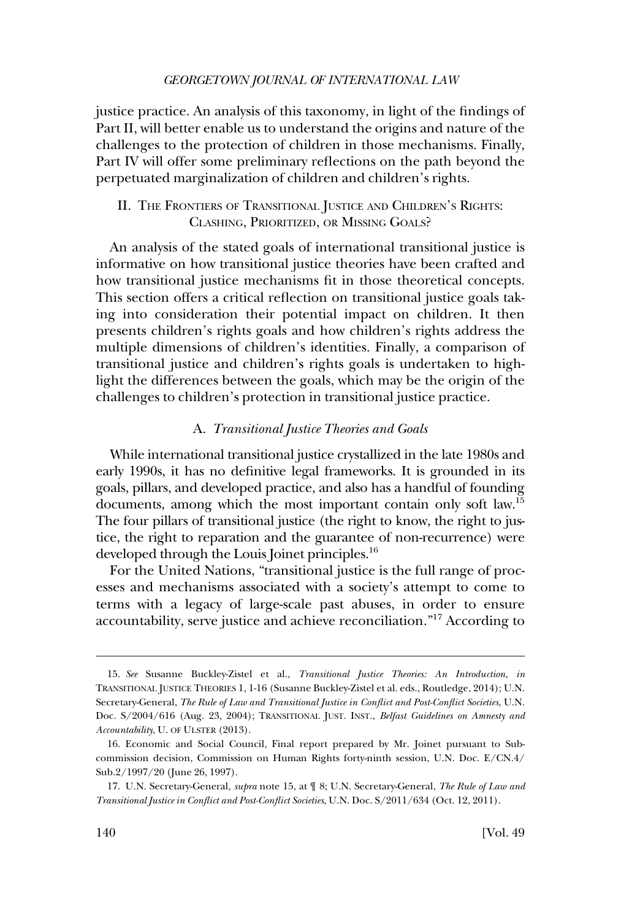justice practice. An analysis of this taxonomy, in light of the findings of Part II, will better enable us to understand the origins and nature of the challenges to the protection of children in those mechanisms. Finally, Part IV will offer some preliminary reflections on the path beyond the perpetuated marginalization of children and children's rights.

## II. The Frontiers of Transitional Justice and Children's Rights: Clashing, Prioritized, or Missing Goals?

An analysis of the stated goals of international transitional justice is informative on how transitional justice theories have been crafted and how transitional justice mechanisms fit in those theoretical concepts. This section offers a critical reflection on transitional justice goals taking into consideration their potential impact on children. It then presents children's rights goals and how children's rights address the multiple dimensions of children's identities. Finally, a comparison of transitional justice and children's rights goals is undertaken to highlight the differences between the goals, which may be the origin of the challenges to children's protection in transitional justice practice.

### A. *Transitional Justice Theories and Goals*

While international transitional justice crystallized in the late 1980s and early 1990s, it has no definitive legal frameworks. It is grounded in its goals, pillars, and developed practice, and also has a handful of founding documents, among which the most important contain only soft law.[15] The four pillars of transitional justice (the right to know, the right to justice, the right to reparation and the guarantee of non-recurrence) were developed through the Louis Joinet principles.[16]

For the United Nations, "transitional justice is the full range of processes and mechanisms associated with a society's attempt to come to terms with a legacy of large-scale past abuses, in order to ensure accountability, serve justice and achieve reconciliation."[17] According to

---

15. *See* Susanne Buckley-Zistel et al., *Transitional Justice Theories: An Introduction*, *in* TRANSITIONAL JUSTICE THEORIES 1, 1-16 (Susanne Buckley-Zistel et al. eds., Routledge, 2014); U.N. Secretary-General, *The Rule of Law and Transitional Justice in Conflict and Post-Conflict Societies*, U.N. Doc. S/2004/616 (Aug. 23, 2004); TRANSITIONAL JUST. INST., *Belfast Guidelines on Amnesty and Accountability*, U. OF ULSTER (2013).

16. Economic and Social Council, Final report prepared by Mr. Joinet pursuant to Subcommission decision, Commission on Human Rights forty-ninth session, U.N. Doc. E/CN.4/Sub.2/1997/20 (June 26, 1997).

17. U.N. Secretary-General, *supra* note 15, at ¶ 8; U.N. Secretary-General, *The Rule of Law and Transitional Justice in Conflict and Post-Conflict Societies*, U.N. Doc. S/2011/634 (Oct. 12, 2011).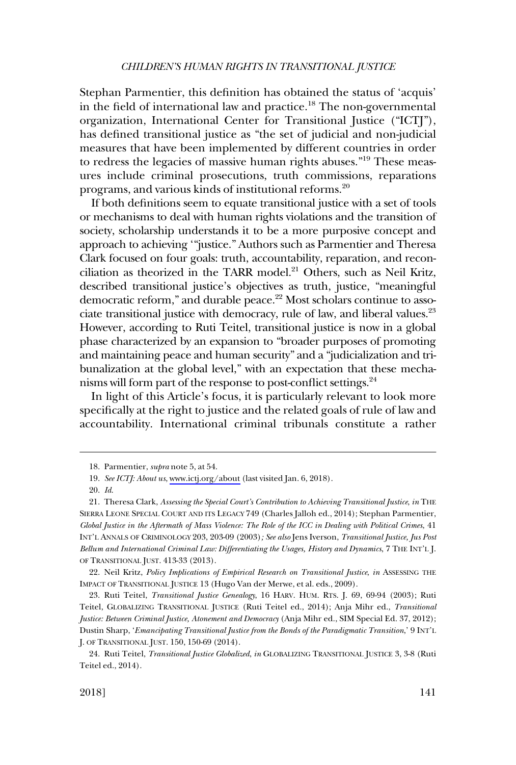Stephan Parmentier, this definition has obtained the status of 'acquis' in the field of international law and practice.[18] The non-governmental organization, International Center for Transitional Justice ("ICTJ"), has defined transitional justice as "the set of judicial and non-judicial measures that have been implemented by different countries in order to redress the legacies of massive human rights abuses."[19] These measures include criminal prosecutions, truth commissions, reparations programs, and various kinds of institutional reforms.[20]

If both definitions seem to equate transitional justice with a set of tools or mechanisms to deal with human rights violations and the transition of society, scholarship understands it to be a more purposive concept and approach to achieving '"justice." Authors such as Parmentier and Theresa Clark focused on four goals: truth, accountability, reparation, and reconciliation as theorized in the TARR model.[21] Others, such as Neil Kritz, described transitional justice's objectives as truth, justice, "meaningful democratic reform," and durable peace.[22] Most scholars continue to associate transitional justice with democracy, rule of law, and liberal values.[23] However, according to Ruti Teitel, transitional justice is now in a global phase characterized by an expansion to "broader purposes of promoting and maintaining peace and human security" and a "judicialization and tribunalization at the global level," with an expectation that these mechanisms will form part of the response to post-conflict settings.[24]

In light of this Article's focus, it is particularly relevant to look more specifically at the right to justice and the related goals of rule of law and accountability. International criminal tribunals constitute a rather

---

18. Parmentier, *supra* note 5, at 54.

19. *See ICTJ: About us*, www.ictj.org/about (last visited Jan. 6, 2018).

20. *Id.*

21. Theresa Clark, *Assessing the Special Court's Contribution to Achieving Transitional Justice*, *in* THE SIERRA LEONE SPECIAL COURT AND ITS LEGACY 749 (Charles Jalloh ed., 2014); Stephan Parmentier, *Global Justice in the Aftermath of Mass Violence: The Role of the ICC in Dealing with Political Crimes*, 41 INT'L ANNALS OF CRIMINOLOGY 203, 203-09 (2003)*; See also* Jens Iverson, *Transitional Justice, Jus Post Bellum and International Criminal Law: Differentiating the Usages, History and Dynamics*, 7 THE INT'L J. OF TRANSITIONAL JUST. 413-33 (2013).

22. Neil Kritz, *Policy Implications of Empirical Research on Transitional Justice*, *in* ASSESSING THE IMPACT OF TRANSITIONAL JUSTICE 13 (Hugo Van der Merwe, et al. eds., 2009).

23. Ruti Teitel, *Transitional Justice Genealogy*, 16 HARV. HUM. RTS. J. 69, 69-94 (2003); Ruti Teitel, GLOBALIZING TRANSITIONAL JUSTICE (Ruti Teitel ed., 2014); Anja Mihr ed., *Transitional Justice: Between Criminal Justice, Atonement and Democracy* (Anja Mihr ed., SIM Special Ed. 37, 2012); Dustin Sharp, '*Emancipating Transitional Justice from the Bonds of the Paradigmatic Transition*,' 9 INT'L J. OF TRANSITIONAL JUST. 150, 150-69 (2014).

24. Ruti Teitel, *Transitional Justice Globalized*, *in* GLOBALIZING TRANSITIONAL JUSTICE 3, 3-8 (Ruti Teitel ed., 2014).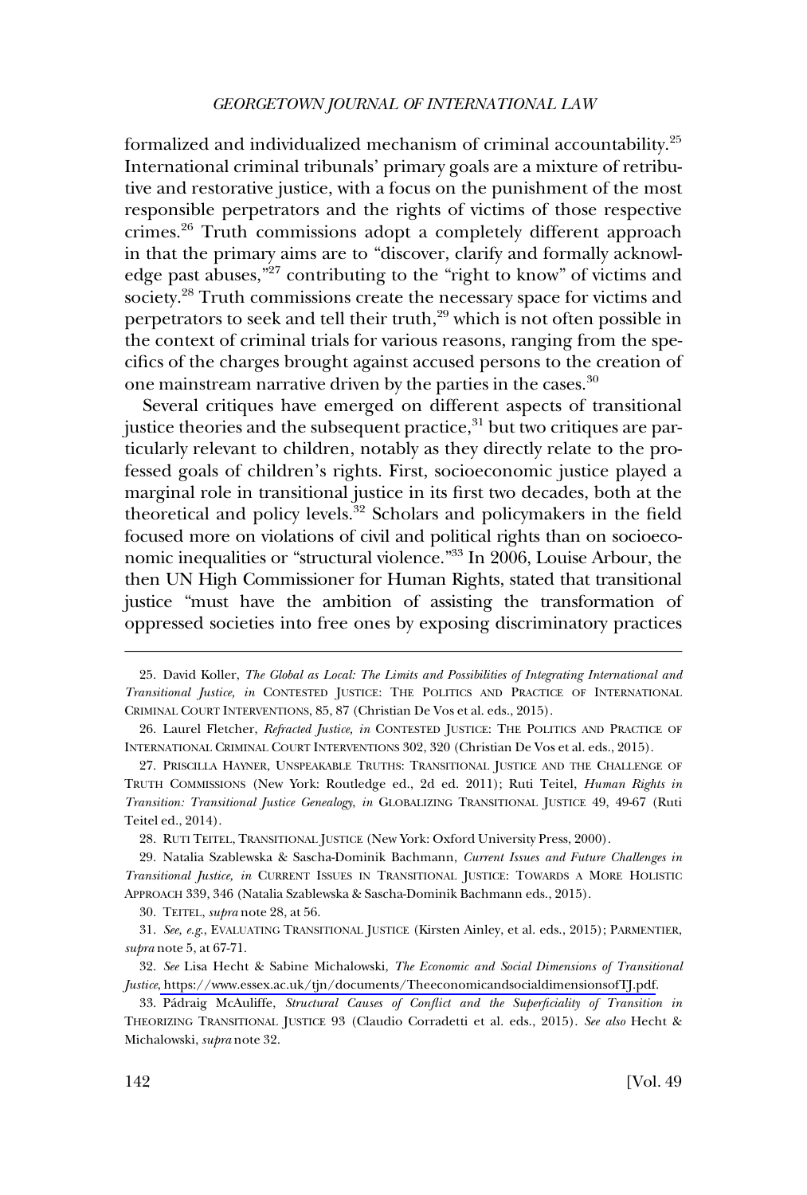formalized and individualized mechanism of criminal accountability.[25] International criminal tribunals' primary goals are a mixture of retributive and restorative justice, with a focus on the punishment of the most responsible perpetrators and the rights of victims of those respective crimes.[26] Truth commissions adopt a completely different approach in that the primary aims are to "discover, clarify and formally acknowledge past abuses,"[27] contributing to the "right to know" of victims and society.[28] Truth commissions create the necessary space for victims and perpetrators to seek and tell their truth,[29] which is not often possible in the context of criminal trials for various reasons, ranging from the specifics of the charges brought against accused persons to the creation of one mainstream narrative driven by the parties in the cases.[30]

Several critiques have emerged on different aspects of transitional justice theories and the subsequent practice,[31] but two critiques are particularly relevant to children, notably as they directly relate to the professed goals of children's rights. First, socioeconomic justice played a marginal role in transitional justice in its first two decades, both at the theoretical and policy levels.[32] Scholars and policymakers in the field focused more on violations of civil and political rights than on socioeconomic inequalities or "structural violence."[33] In 2006, Louise Arbour, the then UN High Commissioner for Human Rights, stated that transitional justice "must have the ambition of assisting the transformation of oppressed societies into free ones by exposing discriminatory practices

---

25. David Koller, *The Global as Local: The Limits and Possibilities of Integrating International and Transitional Justice, in* CONTESTED JUSTICE: THE POLITICS AND PRACTICE OF INTERNATIONAL CRIMINAL COURT INTERVENTIONS, 85, 87 (Christian De Vos et al. eds., 2015).

26. Laurel Fletcher, *Refracted Justice, in* CONTESTED JUSTICE: THE POLITICS AND PRACTICE OF INTERNATIONAL CRIMINAL COURT INTERVENTIONS 302, 320 (Christian De Vos et al. eds., 2015).

27. PRISCILLA HAYNER, UNSPEAKABLE TRUTHS: TRANSITIONAL JUSTICE AND THE CHALLENGE OF TRUTH COMMISSIONS (New York: Routledge ed., 2d ed. 2011); Ruti Teitel, *Human Rights in Transition: Transitional Justice Genealogy, in* GLOBALIZING TRANSITIONAL JUSTICE 49, 49-67 (Ruti Teitel ed., 2014).

28. RUTI TEITEL, TRANSITIONAL JUSTICE (New York: Oxford University Press, 2000).

29. Natalia Szablewska & Sascha-Dominik Bachmann, *Current Issues and Future Challenges in Transitional Justice, in* CURRENT ISSUES IN TRANSITIONAL JUSTICE: TOWARDS A MORE HOLISTIC APPROACH 339, 346 (Natalia Szablewska & Sascha-Dominik Bachmann eds., 2015).

30. TEITEL, *supra* note 28, at 56.

31. *See, e.g.*, EVALUATING TRANSITIONAL JUSTICE (Kirsten Ainley, et al. eds., 2015); PARMENTIER, *supra* note 5, at 67-71.

32. *See* Lisa Hecht & Sabine Michalowski, *The Economic and Social Dimensions of Transitional Justice*, https://www.essex.ac.uk/tjn/documents/TheeconomicandsocialdimensionsofTJ.pdf.

33. Pádraig McAuliffe, *Structural Causes of Conflict and the Superficiality of Transition in* THEORIZING TRANSITIONAL JUSTICE 93 (Claudio Corradetti et al. eds., 2015). *See also* Hecht & Michalowski, *supra* note 32.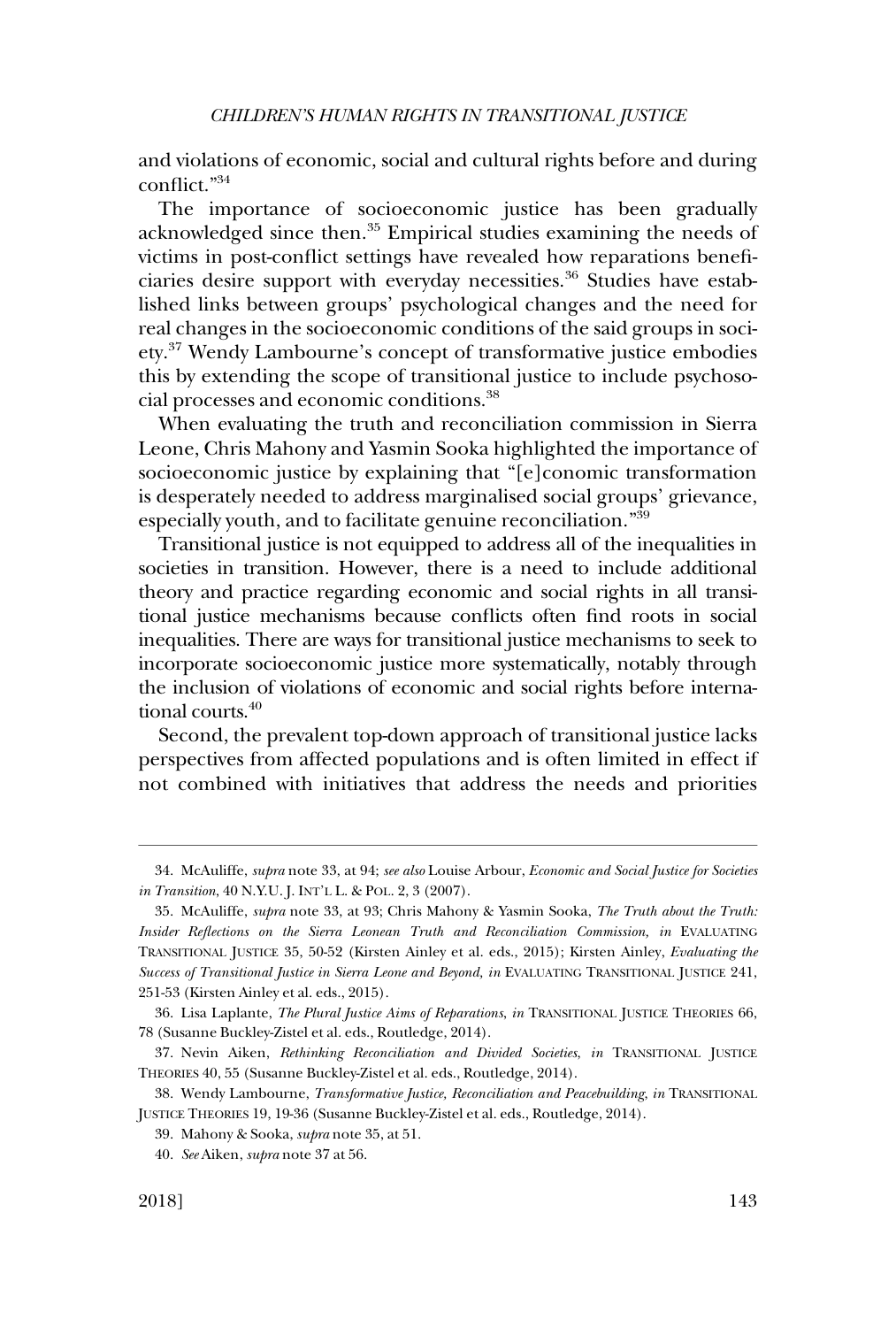and violations of economic, social and cultural rights before and during conflict."[34]

The importance of socioeconomic justice has been gradually acknowledged since then.[35] Empirical studies examining the needs of victims in post-conflict settings have revealed how reparations beneficiaries desire support with everyday necessities.[36] Studies have established links between groups' psychological changes and the need for real changes in the socioeconomic conditions of the said groups in society.[37] Wendy Lambourne's concept of transformative justice embodies this by extending the scope of transitional justice to include psychosocial processes and economic conditions.[38]

When evaluating the truth and reconciliation commission in Sierra Leone, Chris Mahony and Yasmin Sooka highlighted the importance of socioeconomic justice by explaining that "[e]conomic transformation is desperately needed to address marginalised social groups' grievance, especially youth, and to facilitate genuine reconciliation."[39]

Transitional justice is not equipped to address all of the inequalities in societies in transition. However, there is a need to include additional theory and practice regarding economic and social rights in all transitional justice mechanisms because conflicts often find roots in social inequalities. There are ways for transitional justice mechanisms to seek to incorporate socioeconomic justice more systematically, notably through the inclusion of violations of economic and social rights before international courts.[40]

Second, the prevalent top-down approach of transitional justice lacks perspectives from affected populations and is often limited in effect if not combined with initiatives that address the needs and priorities

---

34. McAuliffe, *supra* note 33, at 94; *see also* Louise Arbour, *Economic and Social Justice for Societies in Transition*, 40 N.Y.U. J. INT'L L. & POL. 2, 3 (2007).

35. McAuliffe, *supra* note 33, at 93; Chris Mahony & Yasmin Sooka, *The Truth about the Truth: Insider Reflections on the Sierra Leonean Truth and Reconciliation Commission, in* EVALUATING TRANSITIONAL JUSTICE 35, 50-52 (Kirsten Ainley et al. eds., 2015); Kirsten Ainley, *Evaluating the Success of Transitional Justice in Sierra Leone and Beyond, in* EVALUATING TRANSITIONAL JUSTICE 241, 251-53 (Kirsten Ainley et al. eds., 2015).

36. Lisa Laplante, *The Plural Justice Aims of Reparations*, *in* TRANSITIONAL JUSTICE THEORIES 66, 78 (Susanne Buckley-Zistel et al. eds., Routledge, 2014).

37. Nevin Aiken, *Rethinking Reconciliation and Divided Societies*, *in* TRANSITIONAL JUSTICE THEORIES 40, 55 (Susanne Buckley-Zistel et al. eds., Routledge, 2014).

38. Wendy Lambourne, *Transformative Justice, Reconciliation and Peacebuilding*, *in* TRANSITIONAL JUSTICE THEORIES 19, 19-36 (Susanne Buckley-Zistel et al. eds., Routledge, 2014).

39. Mahony & Sooka, *supra* note 35, at 51.

40. *See* Aiken, *supra* note 37 at 56.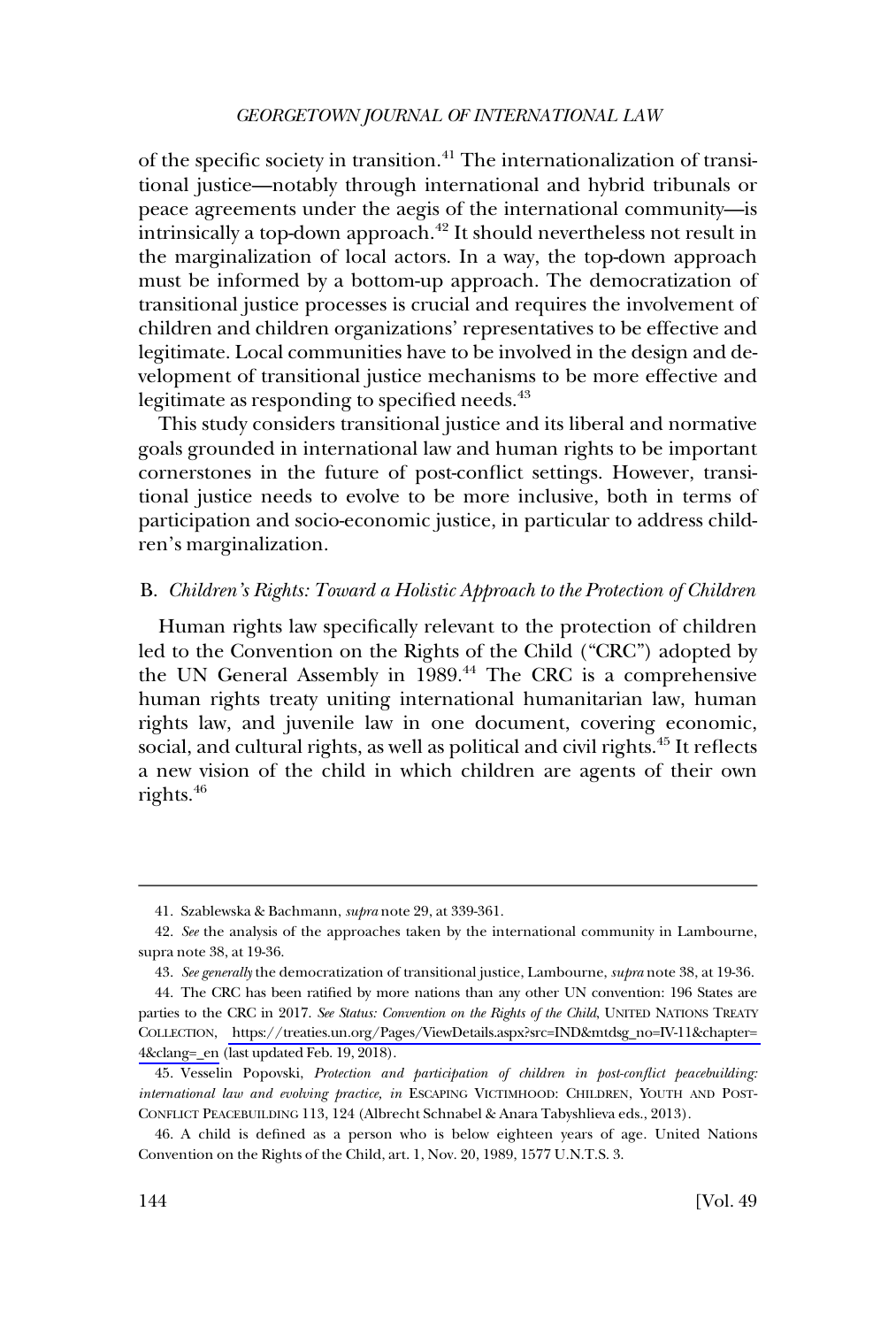of the specific society in transition.[41] The internationalization of transitional justice—notably through international and hybrid tribunals or peace agreements under the aegis of the international community—is intrinsically a top-down approach.[42] It should nevertheless not result in the marginalization of local actors. In a way, the top-down approach must be informed by a bottom-up approach. The democratization of transitional justice processes is crucial and requires the involvement of children and children organizations' representatives to be effective and legitimate. Local communities have to be involved in the design and development of transitional justice mechanisms to be more effective and legitimate as responding to specified needs.[43]

This study considers transitional justice and its liberal and normative goals grounded in international law and human rights to be important cornerstones in the future of post-conflict settings. However, transitional justice needs to evolve to be more inclusive, both in terms of participation and socio-economic justice, in particular to address children's marginalization.

### B. *Children's Rights: Toward a Holistic Approach to the Protection of Children*

Human rights law specifically relevant to the protection of children led to the Convention on the Rights of the Child ("CRC") adopted by the UN General Assembly in 1989.[44] The CRC is a comprehensive human rights treaty uniting international humanitarian law, human rights law, and juvenile law in one document, covering economic, social, and cultural rights, as well as political and civil rights.[45] It reflects a new vision of the child in which children are agents of their own rights.[46]

---

41. Szablewska & Bachmann, *supra* note 29, at 339-361.

42. *See* the analysis of the approaches taken by the international community in Lambourne, supra note 38, at 19-36.

43. *See generally* the democratization of transitional justice, Lambourne, *supra* note 38, at 19-36.

44. The CRC has been ratified by more nations than any other UN convention: 196 States are parties to the CRC in 2017. *See Status: Convention on the Rights of the Child*, UNITED NATIONS TREATY COLLECTION, https://treaties.un.org/Pages/ViewDetails.aspx?src=IND&mtdsg_no=IV-11&chapter=4&clang=_en (last updated Feb. 19, 2018).

45. Vesselin Popovski, *Protection and participation of children in post-conflict peacebuilding: international law and evolving practice*, *in* ESCAPING VICTIMHOOD: CHILDREN, YOUTH AND POST-CONFLICT PEACEBUILDING 113, 124 (Albrecht Schnabel & Anara Tabyshlieva eds., 2013).

46. A child is defined as a person who is below eighteen years of age. United Nations Convention on the Rights of the Child, art. 1, Nov. 20, 1989, 1577 U.N.T.S. 3.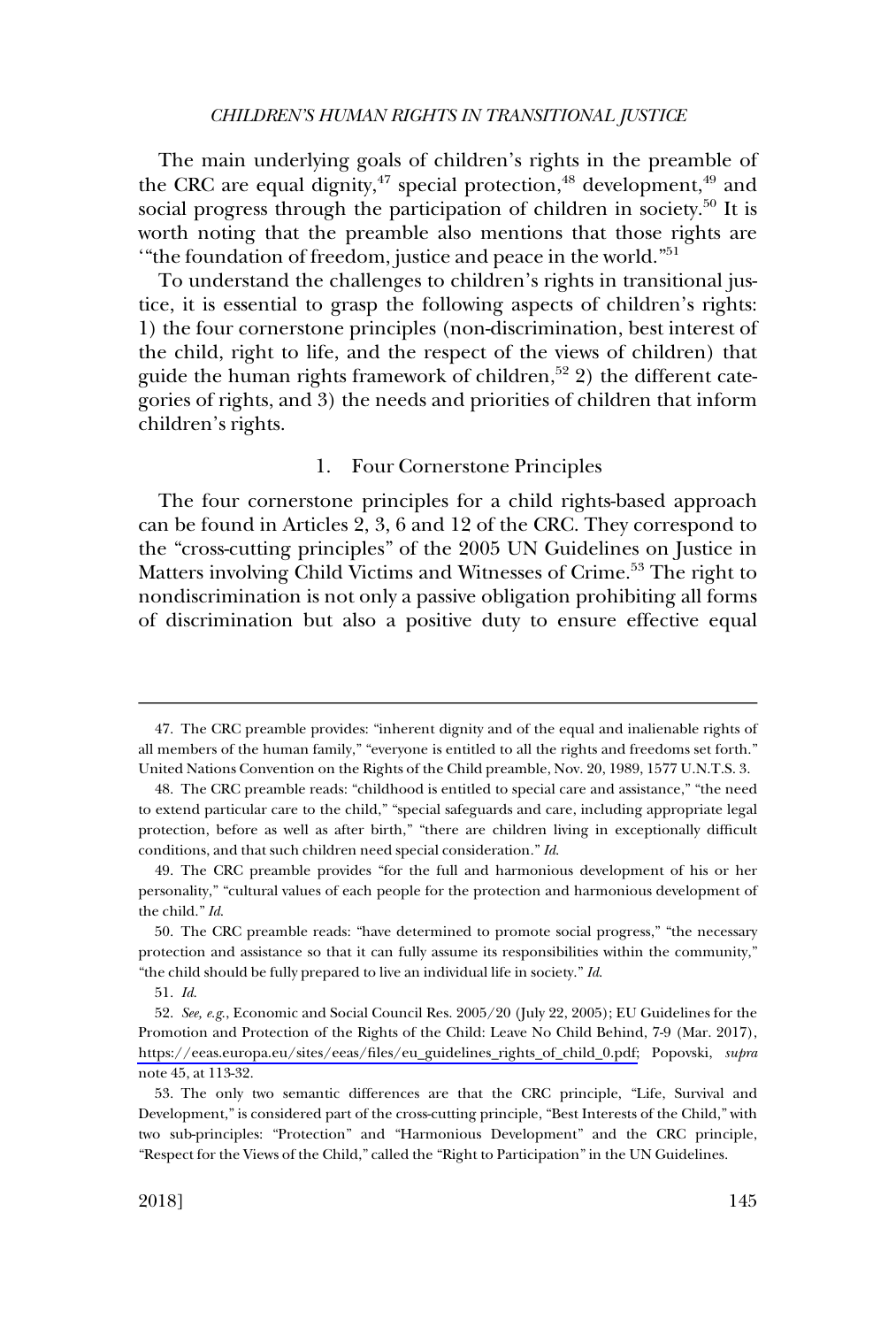The main underlying goals of children's rights in the preamble of the CRC are equal dignity,[47] special protection,[48] development,[49] and social progress through the participation of children in society.[50] It is worth noting that the preamble also mentions that those rights are '"the foundation of freedom, justice and peace in the world."[51]

To understand the challenges to children's rights in transitional justice, it is essential to grasp the following aspects of children's rights: 1) the four cornerstone principles (non-discrimination, best interest of the child, right to life, and the respect of the views of children) that guide the human rights framework of children,[52] 2) the different categories of rights, and 3) the needs and priorities of children that inform children's rights.

### 1. Four Cornerstone Principles

The four cornerstone principles for a child rights-based approach can be found in Articles 2, 3, 6 and 12 of the CRC. They correspond to the "cross-cutting principles" of the 2005 UN Guidelines on Justice in Matters involving Child Victims and Witnesses of Crime.[53] The right to nondiscrimination is not only a passive obligation prohibiting all forms of discrimination but also a positive duty to ensure effective equal

---

47. The CRC preamble provides: "inherent dignity and of the equal and inalienable rights of all members of the human family," "everyone is entitled to all the rights and freedoms set forth." United Nations Convention on the Rights of the Child preamble, Nov. 20, 1989, 1577 U.N.T.S. 3.

48. The CRC preamble reads: "childhood is entitled to special care and assistance," "the need to extend particular care to the child," "special safeguards and care, including appropriate legal protection, before as well as after birth," "there are children living in exceptionally difficult conditions, and that such children need special consideration." *Id.*

49. The CRC preamble provides "for the full and harmonious development of his or her personality," "cultural values of each people for the protection and harmonious development of the child." *Id.*

50. The CRC preamble reads: "have determined to promote social progress," "the necessary protection and assistance so that it can fully assume its responsibilities within the community," "the child should be fully prepared to live an individual life in society." *Id.*

51. *Id.*

52. *See, e.g.*, Economic and Social Council Res. 2005/20 (July 22, 2005); EU Guidelines for the Promotion and Protection of the Rights of the Child: Leave No Child Behind, 7-9 (Mar. 2017), https://eeas.europa.eu/sites/eeas/files/eu_guidelines_rights_of_child_0.pdf; Popovski, *supra* note 45, at 113-32.

53. The only two semantic differences are that the CRC principle, "Life, Survival and Development," is considered part of the cross-cutting principle, "Best Interests of the Child," with two sub-principles: "Protection" and "Harmonious Development" and the CRC principle, "Respect for the Views of the Child," called the "Right to Participation" in the UN Guidelines.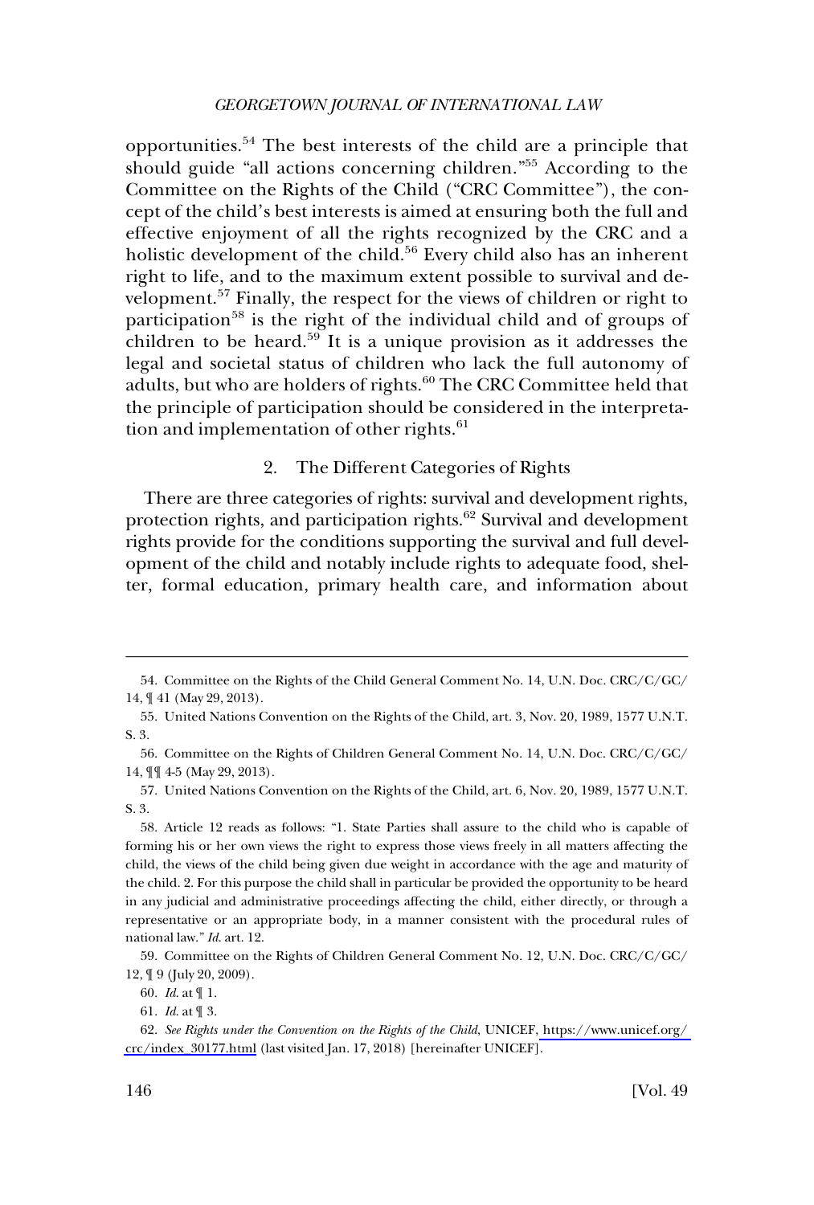opportunities.[54] The best interests of the child are a principle that should guide "all actions concerning children."[55] According to the Committee on the Rights of the Child ("CRC Committee"), the concept of the child's best interests is aimed at ensuring both the full and effective enjoyment of all the rights recognized by the CRC and a holistic development of the child.[56] Every child also has an inherent right to life, and to the maximum extent possible to survival and development.[57] Finally, the respect for the views of children or right to participation[58] is the right of the individual child and of groups of children to be heard.[59] It is a unique provision as it addresses the legal and societal status of children who lack the full autonomy of adults, but who are holders of rights.[60] The CRC Committee held that the principle of participation should be considered in the interpretation and implementation of other rights.[61]

### 2. The Different Categories of Rights

There are three categories of rights: survival and development rights, protection rights, and participation rights.[62] Survival and development rights provide for the conditions supporting the survival and full development of the child and notably include rights to adequate food, shelter, formal education, primary health care, and information about

---

54. Committee on the Rights of the Child General Comment No. 14, U.N. Doc. CRC/C/GC/14, ¶ 41 (May 29, 2013).

55. United Nations Convention on the Rights of the Child, art. 3, Nov. 20, 1989, 1577 U.N.T.S. 3.

56. Committee on the Rights of Children General Comment No. 14, U.N. Doc. CRC/C/GC/14, ¶¶ 4-5 (May 29, 2013).

57. United Nations Convention on the Rights of the Child, art. 6, Nov. 20, 1989, 1577 U.N.T.S. 3.

58. Article 12 reads as follows: "1. State Parties shall assure to the child who is capable of forming his or her own views the right to express those views freely in all matters affecting the child, the views of the child being given due weight in accordance with the age and maturity of the child. 2. For this purpose the child shall in particular be provided the opportunity to be heard in any judicial and administrative proceedings affecting the child, either directly, or through a representative or an appropriate body, in a manner consistent with the procedural rules of national law." *Id.* art. 12.

59. Committee on the Rights of Children General Comment No. 12, U.N. Doc. CRC/C/GC/12, ¶ 9 (July 20, 2009).

60. *Id.* at ¶ 1.

61. *Id.* at ¶ 3.

62. *See Rights under the Convention on the Rights of the Child*, UNICEF, https://www.unicef.org/crc/index_30177.html (last visited Jan. 17, 2018) [hereinafter UNICEF].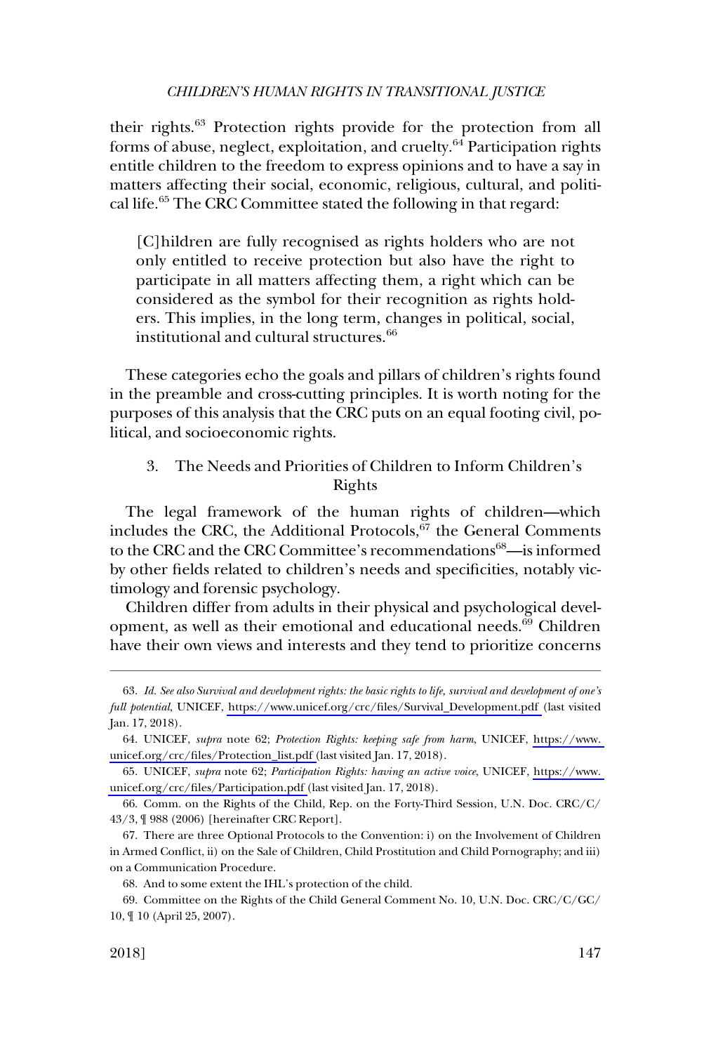their rights.[63] Protection rights provide for the protection from all forms of abuse, neglect, exploitation, and cruelty.[64] Participation rights entitle children to the freedom to express opinions and to have a say in matters affecting their social, economic, religious, cultural, and political life.[65] The CRC Committee stated the following in that regard:

> [C]hildren are fully recognised as rights holders who are not only entitled to receive protection but also have the right to participate in all matters affecting them, a right which can be considered as the symbol for their recognition as rights holders. This implies, in the long term, changes in political, social, institutional and cultural structures.[66]

These categories echo the goals and pillars of children's rights found in the preamble and cross-cutting principles. It is worth noting for the purposes of this analysis that the CRC puts on an equal footing civil, political, and socioeconomic rights.

### 3. The Needs and Priorities of Children to Inform Children's Rights

The legal framework of the human rights of children—which includes the CRC, the Additional Protocols,[67] the General Comments to the CRC and the CRC Committee's recommendations[68]—is informed by other fields related to children's needs and specificities, notably victimology and forensic psychology.

Children differ from adults in their physical and psychological development, as well as their emotional and educational needs.[69] Children have their own views and interests and they tend to prioritize concerns

---

63. *Id. See also Survival and development rights: the basic rights to life, survival and development of one's full potential*, UNICEF, https://www.unicef.org/crc/files/Survival_Development.pdf (last visited Jan. 17, 2018).

64. UNICEF, *supra* note 62; *Protection Rights: keeping safe from harm*, UNICEF, https://www.unicef.org/crc/files/Protection_list.pdf (last visited Jan. 17, 2018).

65. UNICEF, *supra* note 62; *Participation Rights: having an active voice*, UNICEF, https://www.unicef.org/crc/files/Participation.pdf (last visited Jan. 17, 2018).

66. Comm. on the Rights of the Child, Rep. on the Forty-Third Session, U.N. Doc. CRC/C/43/3, ¶ 988 (2006) [hereinafter CRC Report].

67. There are three Optional Protocols to the Convention: i) on the Involvement of Children in Armed Conflict, ii) on the Sale of Children, Child Prostitution and Child Pornography; and iii) on a Communication Procedure.

68. And to some extent the IHL's protection of the child.

69. Committee on the Rights of the Child General Comment No. 10, U.N. Doc. CRC/C/GC/10, ¶ 10 (April 25, 2007).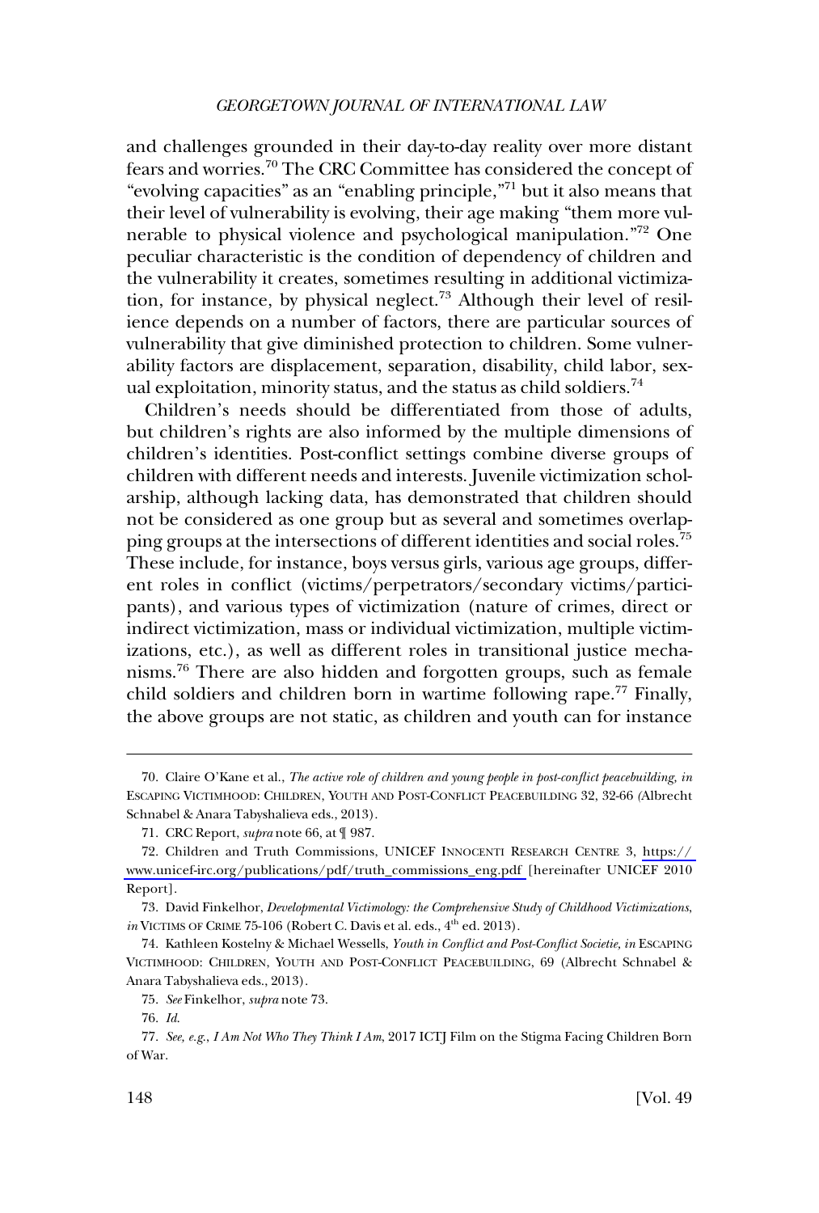and challenges grounded in their day-to-day reality over more distant fears and worries.[70] The CRC Committee has considered the concept of "evolving capacities" as an "enabling principle,"[71] but it also means that their level of vulnerability is evolving, their age making "them more vulnerable to physical violence and psychological manipulation."[72] One peculiar characteristic is the condition of dependency of children and the vulnerability it creates, sometimes resulting in additional victimization, for instance, by physical neglect.[73] Although their level of resilience depends on a number of factors, there are particular sources of vulnerability that give diminished protection to children. Some vulnerability factors are displacement, separation, disability, child labor, sexual exploitation, minority status, and the status as child soldiers.[74]

Children's needs should be differentiated from those of adults, but children's rights are also informed by the multiple dimensions of children's identities. Post-conflict settings combine diverse groups of children with different needs and interests. Juvenile victimization scholarship, although lacking data, has demonstrated that children should not be considered as one group but as several and sometimes overlapping groups at the intersections of different identities and social roles.[75] These include, for instance, boys versus girls, various age groups, different roles in conflict (victims/perpetrators/secondary victims/participants), and various types of victimization (nature of crimes, direct or indirect victimization, mass or individual victimization, multiple victimizations, etc.), as well as different roles in transitional justice mechanisms.[76] There are also hidden and forgotten groups, such as female child soldiers and children born in wartime following rape.[77] Finally, the above groups are not static, as children and youth can for instance

---

70. Claire O'Kane et al., *The active role of children and young people in post-conflict peacebuilding*, *in* ESCAPING VICTIMHOOD: CHILDREN, YOUTH AND POST-CONFLICT PEACEBUILDING 32, 32-66 (Albrecht Schnabel & Anara Tabyshalieva eds., 2013).

71. CRC Report, *supra* note 66, at ¶ 987.

72. Children and Truth Commissions, UNICEF INNOCENTI RESEARCH CENTRE 3, https://www.unicef-irc.org/publications/pdf/truth_commissions_eng.pdf [hereinafter UNICEF 2010 Report].

73. David Finkelhor, *Developmental Victimology: the Comprehensive Study of Childhood Victimizations*, *in* VICTIMS OF CRIME 75-106 (Robert C. Davis et al. eds., 4th ed. 2013).

74. Kathleen Kostelny & Michael Wessells, *Youth in Conflict and Post-Conflict Societie, in* ESCAPING VICTIMHOOD: CHILDREN, YOUTH AND POST-CONFLICT PEACEBUILDING, 69 (Albrecht Schnabel & Anara Tabyshalieva eds., 2013).

75. *See* Finkelhor, *supra* note 73.

76. *Id.*

77. *See, e.g.*, *I Am Not Who They Think I Am*, 2017 ICTJ Film on the Stigma Facing Children Born of War.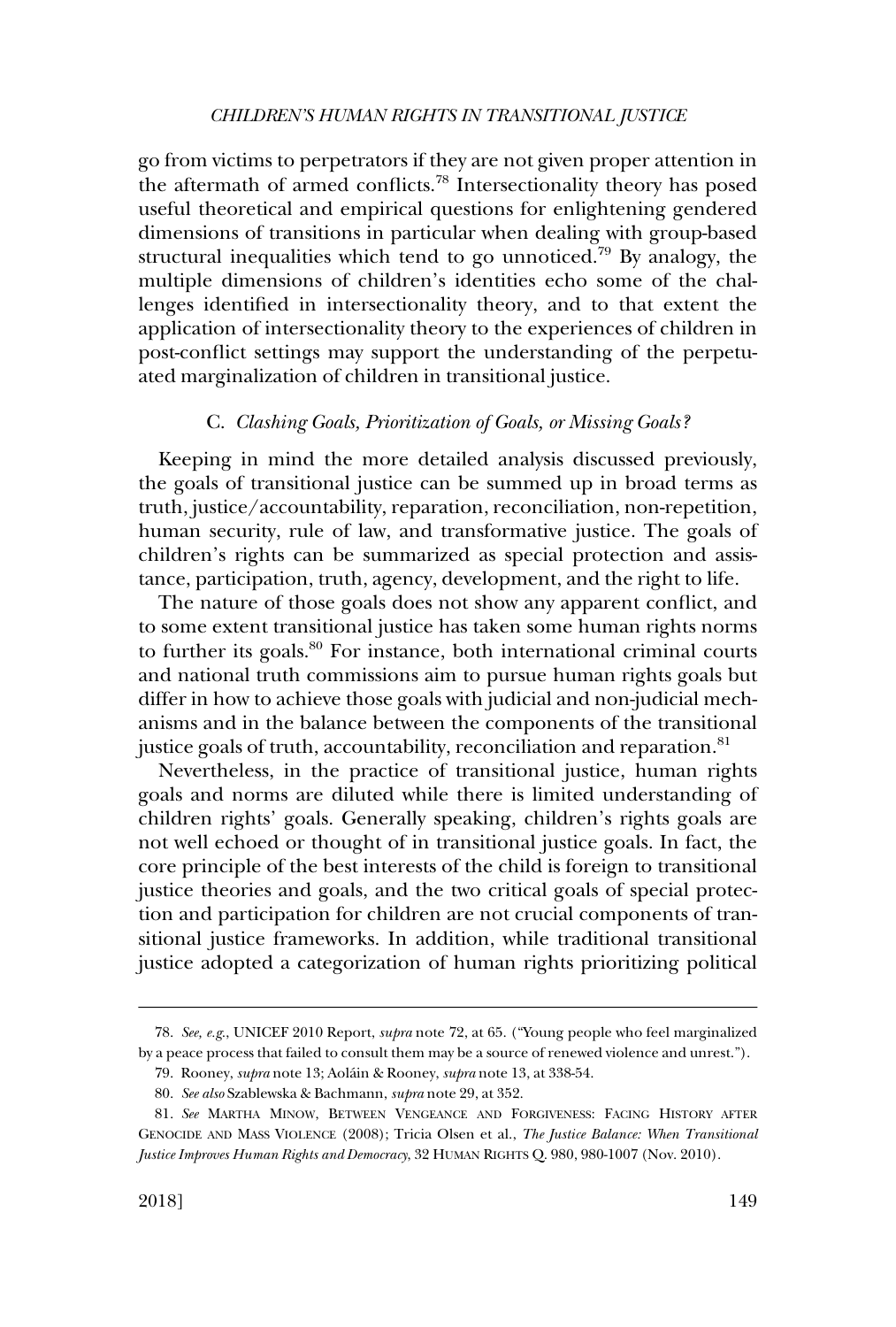go from victims to perpetrators if they are not given proper attention in the aftermath of armed conflicts.[78] Intersectionality theory has posed useful theoretical and empirical questions for enlightening gendered dimensions of transitions in particular when dealing with group-based structural inequalities which tend to go unnoticed.[79] By analogy, the multiple dimensions of children's identities echo some of the challenges identified in intersectionality theory, and to that extent the application of intersectionality theory to the experiences of children in post-conflict settings may support the understanding of the perpetuated marginalization of children in transitional justice.

### C. *Clashing Goals, Prioritization of Goals, or Missing Goals?*

Keeping in mind the more detailed analysis discussed previously, the goals of transitional justice can be summed up in broad terms as truth, justice/accountability, reparation, reconciliation, non-repetition, human security, rule of law, and transformative justice. The goals of children's rights can be summarized as special protection and assistance, participation, truth, agency, development, and the right to life.

The nature of those goals does not show any apparent conflict, and to some extent transitional justice has taken some human rights norms to further its goals.[80] For instance, both international criminal courts and national truth commissions aim to pursue human rights goals but differ in how to achieve those goals with judicial and non-judicial mechanisms and in the balance between the components of the transitional justice goals of truth, accountability, reconciliation and reparation.[81]

Nevertheless, in the practice of transitional justice, human rights goals and norms are diluted while there is limited understanding of children rights' goals. Generally speaking, children's rights goals are not well echoed or thought of in transitional justice goals. In fact, the core principle of the best interests of the child is foreign to transitional justice theories and goals, and the two critical goals of special protection and participation for children are not crucial components of transitional justice frameworks. In addition, while traditional transitional justice adopted a categorization of human rights prioritizing political

---

78. *See, e.g.*, UNICEF 2010 Report, *supra* note 72, at 65. ("Young people who feel marginalized by a peace process that failed to consult them may be a source of renewed violence and unrest.").

79. Rooney, *supra* note 13; Aoláin & Rooney, *supra* note 13, at 338-54.

80. *See also* Szablewska & Bachmann, *supra* note 29, at 352.

81. *See* MARTHA MINOW, BETWEEN VENGEANCE AND FORGIVENESS: FACING HISTORY AFTER GENOCIDE AND MASS VIOLENCE (2008); Tricia Olsen et al., *The Justice Balance: When Transitional Justice Improves Human Rights and Democracy*, 32 HUMAN RIGHTS Q. 980, 980-1007 (Nov. 2010).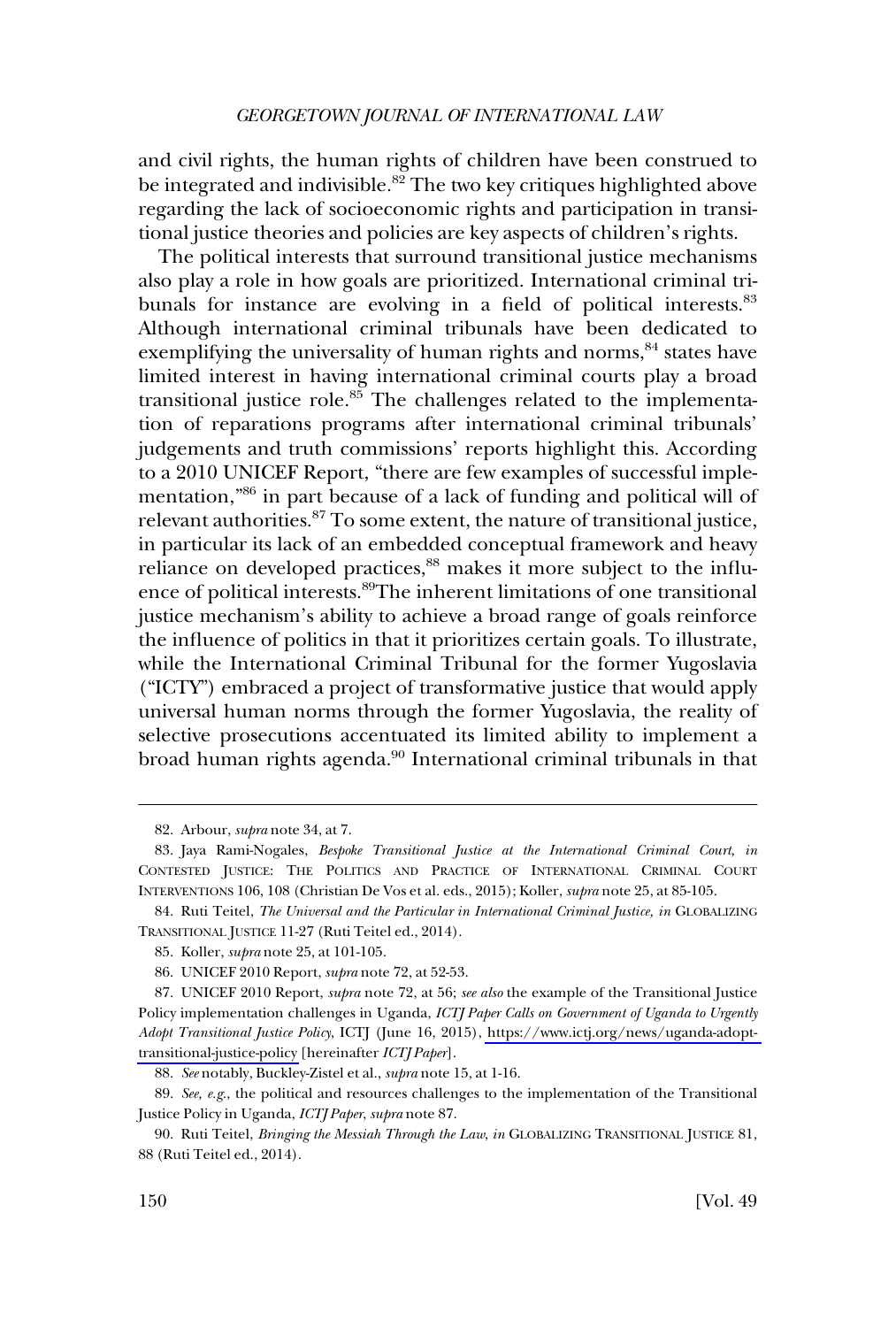and civil rights, the human rights of children have been construed to be integrated and indivisible.[82] The two key critiques highlighted above regarding the lack of socioeconomic rights and participation in transitional justice theories and policies are key aspects of children's rights.

The political interests that surround transitional justice mechanisms also play a role in how goals are prioritized. International criminal tribunals for instance are evolving in a field of political interests.[83] Although international criminal tribunals have been dedicated to exemplifying the universality of human rights and norms,[84] states have limited interest in having international criminal courts play a broad transitional justice role.[85] The challenges related to the implementation of reparations programs after international criminal tribunals' judgements and truth commissions' reports highlight this. According to a 2010 UNICEF Report, "there are few examples of successful implementation,"[86] in part because of a lack of funding and political will of relevant authorities.[87] To some extent, the nature of transitional justice, in particular its lack of an embedded conceptual framework and heavy reliance on developed practices,[88] makes it more subject to the influence of political interests.[89] The inherent limitations of one transitional justice mechanism's ability to achieve a broad range of goals reinforce the influence of politics in that it prioritizes certain goals. To illustrate, while the International Criminal Tribunal for the former Yugoslavia ("ICTY") embraced a project of transformative justice that would apply universal human norms through the former Yugoslavia, the reality of selective prosecutions accentuated its limited ability to implement a broad human rights agenda.[90] International criminal tribunals in that

---

82. Arbour, *supra* note 34, at 7.

83. Jaya Rami-Nogales, *Bespoke Transitional Justice at the International Criminal Court, in* CONTESTED JUSTICE: THE POLITICS AND PRACTICE OF INTERNATIONAL CRIMINAL COURT INTERVENTIONS 106, 108 (Christian De Vos et al. eds., 2015); Koller, *supra* note 25, at 85-105.

84. Ruti Teitel, *The Universal and the Particular in International Criminal Justice, in* GLOBALIZING TRANSITIONAL JUSTICE 11-27 (Ruti Teitel ed., 2014).

85. Koller, *supra* note 25, at 101-105.

86. UNICEF 2010 Report, *supra* note 72, at 52-53.

87. UNICEF 2010 Report, *supra* note 72, at 56; *see also* the example of the Transitional Justice Policy implementation challenges in Uganda, *ICTJ Paper Calls on Government of Uganda to Urgently Adopt Transitional Justice Policy*, ICTJ (June 16, 2015), https://www.ictj.org/news/uganda-adopt-transitional-justice-policy [hereinafter *ICTJ Paper*].

88. *See* notably, Buckley-Zistel et al., *supra* note 15, at 1-16.

89. *See, e.g.*, the political and resources challenges to the implementation of the Transitional Justice Policy in Uganda, *ICTJ Paper*, *supra* note 87.

90. Ruti Teitel, *Bringing the Messiah Through the Law, in* GLOBALIZING TRANSITIONAL JUSTICE 81, 88 (Ruti Teitel ed., 2014).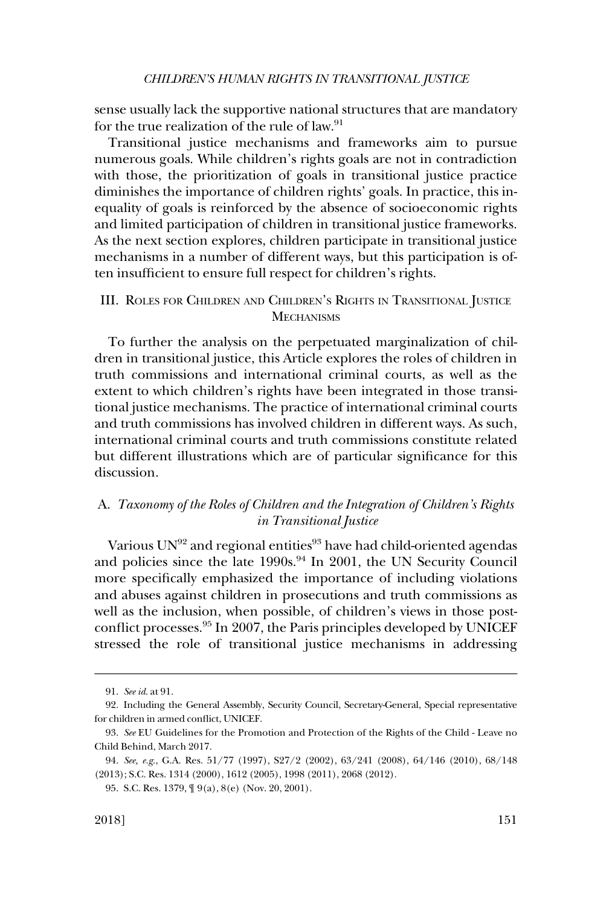sense usually lack the supportive national structures that are mandatory for the true realization of the rule of law.[91]

Transitional justice mechanisms and frameworks aim to pursue numerous goals. While children's rights goals are not in contradiction with those, the prioritization of goals in transitional justice practice diminishes the importance of children rights' goals. In practice, this inequality of goals is reinforced by the absence of socioeconomic rights and limited participation of children in transitional justice frameworks. As the next section explores, children participate in transitional justice mechanisms in a number of different ways, but this participation is often insufficient to ensure full respect for children's rights.

## III. Roles for Children and Children's Rights in Transitional Justice Mechanisms

To further the analysis on the perpetuated marginalization of children in transitional justice, this Article explores the roles of children in truth commissions and international criminal courts, as well as the extent to which children's rights have been integrated in those transitional justice mechanisms. The practice of international criminal courts and truth commissions has involved children in different ways. As such, international criminal courts and truth commissions constitute related but different illustrations which are of particular significance for this discussion.

### A. *Taxonomy of the Roles of Children and the Integration of Children's Rights in Transitional Justice*

Various UN[92] and regional entities[93] have had child-oriented agendas and policies since the late 1990s.[94] In 2001, the UN Security Council more specifically emphasized the importance of including violations and abuses against children in prosecutions and truth commissions as well as the inclusion, when possible, of children's views in those post-conflict processes.[95] In 2007, the Paris principles developed by UNICEF stressed the role of transitional justice mechanisms in addressing

---

91. *See id.* at 91.

92. Including the General Assembly, Security Council, Secretary-General, Special representative for children in armed conflict, UNICEF.

93. *See* EU Guidelines for the Promotion and Protection of the Rights of the Child - Leave no Child Behind, March 2017.

94. *See, e.g.*, G.A. Res. 51/77 (1997), S27/2 (2002), 63/241 (2008), 64/146 (2010), 68/148 (2013); S.C. Res. 1314 (2000), 1612 (2005), 1998 (2011), 2068 (2012).

95. S.C. Res. 1379, ¶ 9(a), 8(e) (Nov. 20, 2001).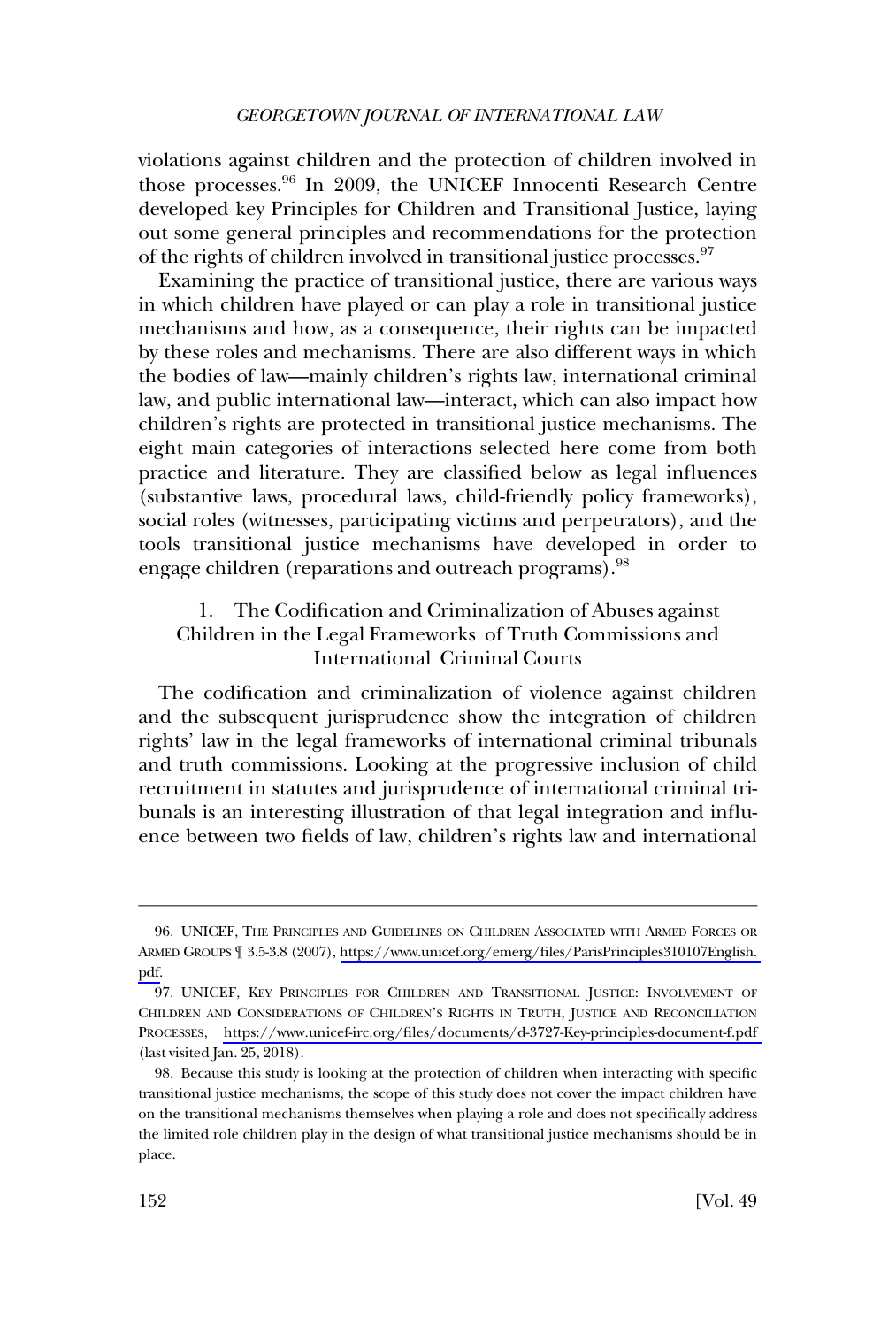violations against children and the protection of children involved in those processes.[96] In 2009, the UNICEF Innocenti Research Centre developed key Principles for Children and Transitional Justice, laying out some general principles and recommendations for the protection of the rights of children involved in transitional justice processes.[97]

Examining the practice of transitional justice, there are various ways in which children have played or can play a role in transitional justice mechanisms and how, as a consequence, their rights can be impacted by these roles and mechanisms. There are also different ways in which the bodies of law—mainly children's rights law, international criminal law, and public international law—interact, which can also impact how children's rights are protected in transitional justice mechanisms. The eight main categories of interactions selected here come from both practice and literature. They are classified below as legal influences (substantive laws, procedural laws, child-friendly policy frameworks), social roles (witnesses, participating victims and perpetrators), and the tools transitional justice mechanisms have developed in order to engage children (reparations and outreach programs).[98]

### 1. The Codification and Criminalization of Abuses against Children in the Legal Frameworks of Truth Commissions and International Criminal Courts

The codification and criminalization of violence against children and the subsequent jurisprudence show the integration of children rights' law in the legal frameworks of international criminal tribunals and truth commissions. Looking at the progressive inclusion of child recruitment in statutes and jurisprudence of international criminal tribunals is an interesting illustration of that legal integration and influence between two fields of law, children's rights law and international

---

96. UNICEF, THE PRINCIPLES AND GUIDELINES ON CHILDREN ASSOCIATED WITH ARMED FORCES OR ARMED GROUPS ¶ 3.5-3.8 (2007), https://www.unicef.org/emerg/files/ParisPrinciples310107English.pdf.

97. UNICEF, KEY PRINCIPLES FOR CHILDREN AND TRANSITIONAL JUSTICE: INVOLVEMENT OF CHILDREN AND CONSIDERATIONS OF CHILDREN'S RIGHTS IN TRUTH, JUSTICE AND RECONCILIATION PROCESSES, https://www.unicef-irc.org/files/documents/d-3727-Key-principles-document-f.pdf (last visited Jan. 25, 2018).

98. Because this study is looking at the protection of children when interacting with specific transitional justice mechanisms, the scope of this study does not cover the impact children have on the transitional mechanisms themselves when playing a role and does not specifically address the limited role children play in the design of what transitional justice mechanisms should be in place.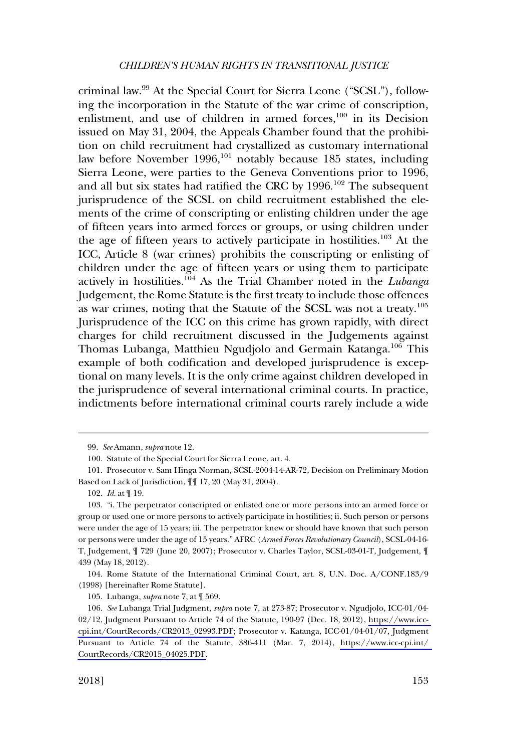criminal law.[99] At the Special Court for Sierra Leone ("SCSL"), following the incorporation in the Statute of the war crime of conscription, enlistment, and use of children in armed forces,[100] in its Decision issued on May 31, 2004, the Appeals Chamber found that the prohibition on child recruitment had crystallized as customary international law before November 1996,[101] notably because 185 states, including Sierra Leone, were parties to the Geneva Conventions prior to 1996, and all but six states had ratified the CRC by 1996.[102] The subsequent jurisprudence of the SCSL on child recruitment established the elements of the crime of conscripting or enlisting children under the age of fifteen years into armed forces or groups, or using children under the age of fifteen years to actively participate in hostilities.[103] At the ICC, Article 8 (war crimes) prohibits the conscripting or enlisting of children under the age of fifteen years or using them to participate actively in hostilities.[104] As the Trial Chamber noted in the *Lubanga* Judgement, the Rome Statute is the first treaty to include those offences as war crimes, noting that the Statute of the SCSL was not a treaty.[105] Jurisprudence of the ICC on this crime has grown rapidly, with direct charges for child recruitment discussed in the Judgements against Thomas Lubanga, Matthieu Ngudjolo and Germain Katanga.[106] This example of both codification and developed jurisprudence is exceptional on many levels. It is the only crime against children developed in the jurisprudence of several international criminal courts. In practice, indictments before international criminal courts rarely include a wide

---

99. *See* Amann, *supra* note 12.

100. Statute of the Special Court for Sierra Leone, art. 4.

101. Prosecutor v. Sam Hinga Norman, SCSL-2004-14-AR-72, Decision on Preliminary Motion Based on Lack of Jurisdiction, ¶¶ 17, 20 (May 31, 2004).

102. *Id.* at ¶ 19.

103. "i. The perpetrator conscripted or enlisted one or more persons into an armed force or group or used one or more persons to actively participate in hostilities; ii. Such person or persons were under the age of 15 years; iii. The perpetrator knew or should have known that such person or persons were under the age of 15 years." AFRC (*Armed Forces Revolutionary Council*), SCSL-04-16-T, Judgement, ¶ 729 (June 20, 2007); Prosecutor v. Charles Taylor, SCSL-03-01-T, Judgement, ¶ 439 (May 18, 2012).

104. Rome Statute of the International Criminal Court, art. 8, U.N. Doc. A/CONF.183/9 (1998) [hereinafter Rome Statute].

105. Lubanga, *supra* note 7, at ¶ 569.

106. *See* Lubanga Trial Judgment, *supra* note 7, at 273-87; Prosecutor v. Ngudjolo, ICC-01/04-02/12, Judgment Pursuant to Article 74 of the Statute, 190-97 (Dec. 18, 2012), https://www.icc-cpi.int/CourtRecords/CR2013_02993.PDF; Prosecutor v. Katanga, ICC-01/04-01/07, Judgment Pursuant to Article 74 of the Statute, 386-411 (Mar. 7, 2014), https://www.icc-cpi.int/CourtRecords/CR2015_04025.PDF.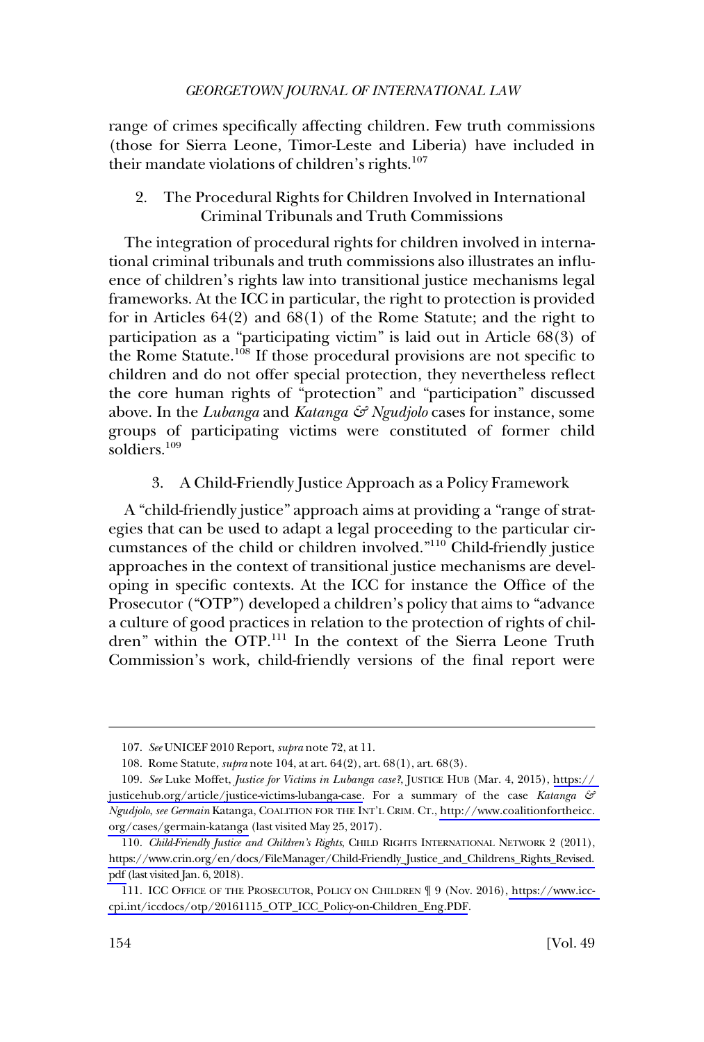range of crimes specifically affecting children. Few truth commissions (those for Sierra Leone, Timor-Leste and Liberia) have included in their mandate violations of children's rights.[107]

### 2. The Procedural Rights for Children Involved in International Criminal Tribunals and Truth Commissions

The integration of procedural rights for children involved in international criminal tribunals and truth commissions also illustrates an influence of children's rights law into transitional justice mechanisms legal frameworks. At the ICC in particular, the right to protection is provided for in Articles 64(2) and 68(1) of the Rome Statute; and the right to participation as a "participating victim" is laid out in Article 68(3) of the Rome Statute.[108] If those procedural provisions are not specific to children and do not offer special protection, they nevertheless reflect the core human rights of "protection" and "participation" discussed above. In the *Lubanga* and *Katanga & Ngudjolo* cases for instance, some groups of participating victims were constituted of former child soldiers.[109]

### 3. A Child-Friendly Justice Approach as a Policy Framework

A "child-friendly justice" approach aims at providing a "range of strategies that can be used to adapt a legal proceeding to the particular circumstances of the child or children involved."[110] Child-friendly justice approaches in the context of transitional justice mechanisms are developing in specific contexts. At the ICC for instance the Office of the Prosecutor ("OTP") developed a children's policy that aims to "advance a culture of good practices in relation to the protection of rights of children" within the OTP.[111] In the context of the Sierra Leone Truth Commission's work, child-friendly versions of the final report were

---

107. *See* UNICEF 2010 Report, *supra* note 72, at 11.

108. Rome Statute, *supra* note 104, at art. 64(2), art. 68(1), art. 68(3).

109. *See* Luke Moffet, *Justice for Victims in Lubanga case?*, JUSTICE HUB (Mar. 4, 2015), https://justicehub.org/article/justice-victims-lubanga-case. For a summary of the case *Katanga & Ngudjolo*, *see Germain* Katanga, COALITION FOR THE INT'L CRIM. CT., http://www.coalitionfortheicc.org/cases/germain-katanga (last visited May 25, 2017).

110. *Child-Friendly Justice and Children's Rights*, CHILD RIGHTS INTERNATIONAL NETWORK 2 (2011), https://www.crin.org/en/docs/FileManager/Child-Friendly_Justice_and_Childrens_Rights_Revised.pdf (last visited Jan. 6, 2018).

111. ICC OFFICE OF THE PROSECUTOR, POLICY ON CHILDREN ¶ 9 (Nov. 2016), https://www.icc-cpi.int/iccdocs/otp/20161115_OTP_ICC_Policy-on-Children_Eng.PDF.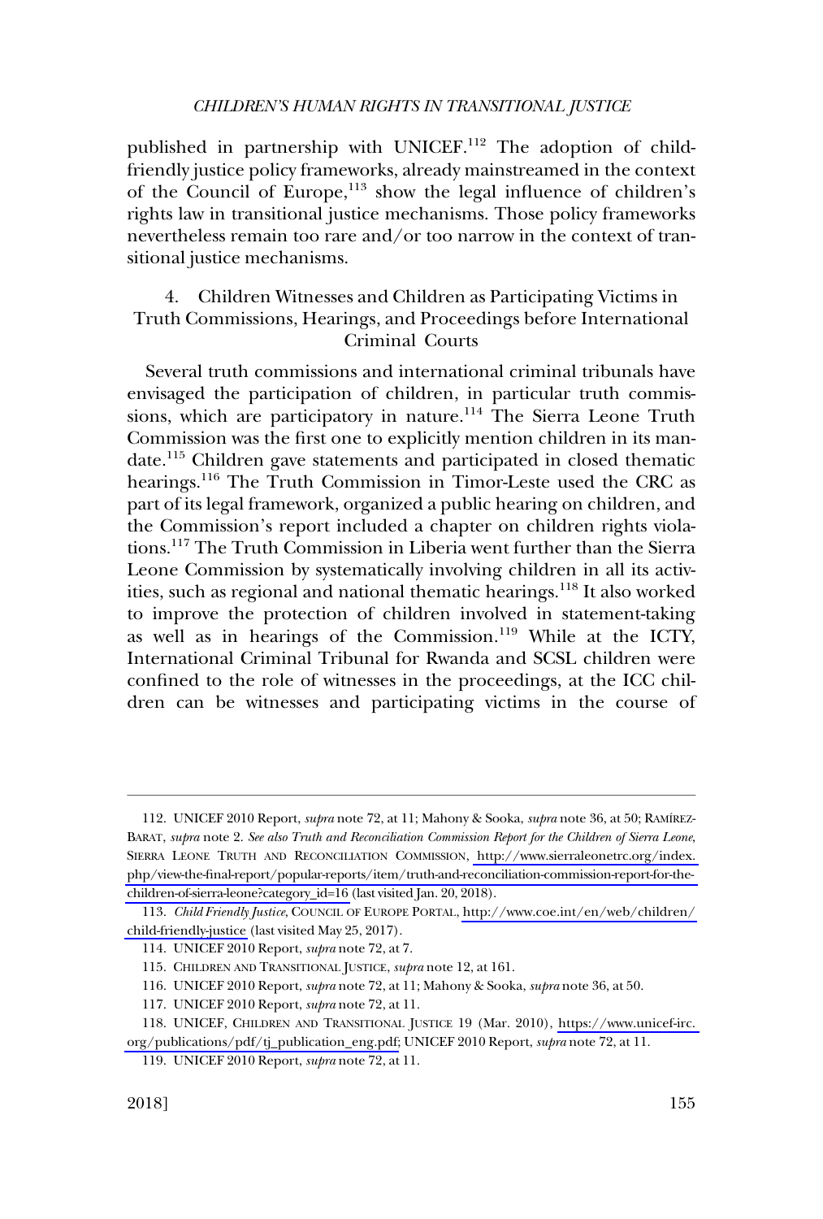published in partnership with UNICEF.[112] The adoption of child-friendly justice policy frameworks, already mainstreamed in the context of the Council of Europe,[113] show the legal influence of children's rights law in transitional justice mechanisms. Those policy frameworks nevertheless remain too rare and/or too narrow in the context of transitional justice mechanisms.

### 4. Children Witnesses and Children as Participating Victims in Truth Commissions, Hearings, and Proceedings before International Criminal Courts

Several truth commissions and international criminal tribunals have envisaged the participation of children, in particular truth commissions, which are participatory in nature.[114] The Sierra Leone Truth Commission was the first one to explicitly mention children in its mandate.[115] Children gave statements and participated in closed thematic hearings.[116] The Truth Commission in Timor-Leste used the CRC as part of its legal framework, organized a public hearing on children, and the Commission's report included a chapter on children rights violations.[117] The Truth Commission in Liberia went further than the Sierra Leone Commission by systematically involving children in all its activities, such as regional and national thematic hearings.[118] It also worked to improve the protection of children involved in statement-taking as well as in hearings of the Commission.[119] While at the ICTY, International Criminal Tribunal for Rwanda and SCSL children were confined to the role of witnesses in the proceedings, at the ICC children can be witnesses and participating victims in the course of

---

112. UNICEF 2010 Report, *supra* note 72, at 11; Mahony & Sooka, *supra* note 36, at 50; RAMÍREZ-BARAT, *supra* note 2. *See also Truth and Reconciliation Commission Report for the Children of Sierra Leone*, SIERRA LEONE TRUTH AND RECONCILIATION COMMISSION, http://www.sierraleonetrc.org/index.php/view-the-final-report/popular-reports/item/truth-and-reconciliation-commission-report-for-the-children-of-sierra-leone?category_id=16 (last visited Jan. 20, 2018).

113. *Child Friendly Justice*, COUNCIL OF EUROPE PORTAL, http://www.coe.int/en/web/children/child-friendly-justice (last visited May 25, 2017).

114. UNICEF 2010 Report, *supra* note 72, at 7.

115. CHILDREN AND TRANSITIONAL JUSTICE, *supra* note 12, at 161.

116. UNICEF 2010 Report, *supra* note 72, at 11; Mahony & Sooka, *supra* note 36, at 50.

117. UNICEF 2010 Report, *supra* note 72, at 11.

118. UNICEF, CHILDREN AND TRANSITIONAL JUSTICE 19 (Mar. 2010), https://www.unicef-irc.org/publications/pdf/tj_publication_eng.pdf; UNICEF 2010 Report, *supra* note 72, at 11.

119. UNICEF 2010 Report, *supra* note 72, at 11.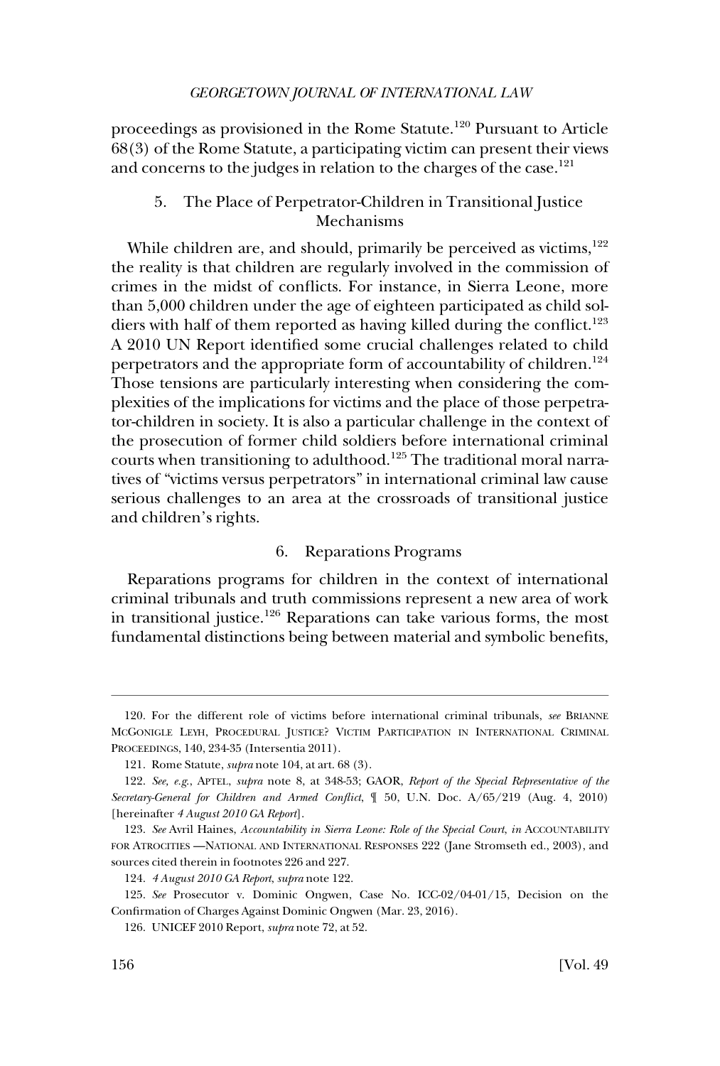proceedings as provisioned in the Rome Statute.[120] Pursuant to Article 68(3) of the Rome Statute, a participating victim can present their views and concerns to the judges in relation to the charges of the case.[121]

### 5. The Place of Perpetrator-Children in Transitional Justice Mechanisms

While children are, and should, primarily be perceived as victims,[122] the reality is that children are regularly involved in the commission of crimes in the midst of conflicts. For instance, in Sierra Leone, more than 5,000 children under the age of eighteen participated as child soldiers with half of them reported as having killed during the conflict.[123] A 2010 UN Report identified some crucial challenges related to child perpetrators and the appropriate form of accountability of children.[124] Those tensions are particularly interesting when considering the complexities of the implications for victims and the place of those perpetrator-children in society. It is also a particular challenge in the context of the prosecution of former child soldiers before international criminal courts when transitioning to adulthood.[125] The traditional moral narratives of "victims versus perpetrators" in international criminal law cause serious challenges to an area at the crossroads of transitional justice and children's rights.

### 6. Reparations Programs

Reparations programs for children in the context of international criminal tribunals and truth commissions represent a new area of work in transitional justice.[126] Reparations can take various forms, the most fundamental distinctions being between material and symbolic benefits,

---

120. For the different role of victims before international criminal tribunals, *see* BRIANNE MCGONIGLE LEYH, PROCEDURAL JUSTICE? VICTIM PARTICIPATION IN INTERNATIONAL CRIMINAL PROCEEDINGS, 140, 234-35 (Intersentia 2011).

121. Rome Statute, *supra* note 104, at art. 68 (3).

122. *See, e.g.*, APTEL, *supra* note 8, at 348-53; GAOR, *Report of the Special Representative of the Secretary-General for Children and Armed Conflict*, ¶ 50, U.N. Doc. A/65/219 (Aug. 4, 2010) [hereinafter *4 August 2010 GA Report*].

123. *See* Avril Haines, *Accountability in Sierra Leone: Role of the Special Court*, *in* ACCOUNTABILITY FOR ATROCITIES —NATIONAL AND INTERNATIONAL RESPONSES 222 (Jane Stromseth ed., 2003), and sources cited therein in footnotes 226 and 227.

124. *4 August 2010 GA Report*, *supra* note 122.

125. *See* Prosecutor v. Dominic Ongwen, Case No. ICC-02/04-01/15, Decision on the Confirmation of Charges Against Dominic Ongwen (Mar. 23, 2016).

126. UNICEF 2010 Report, *supra* note 72, at 52.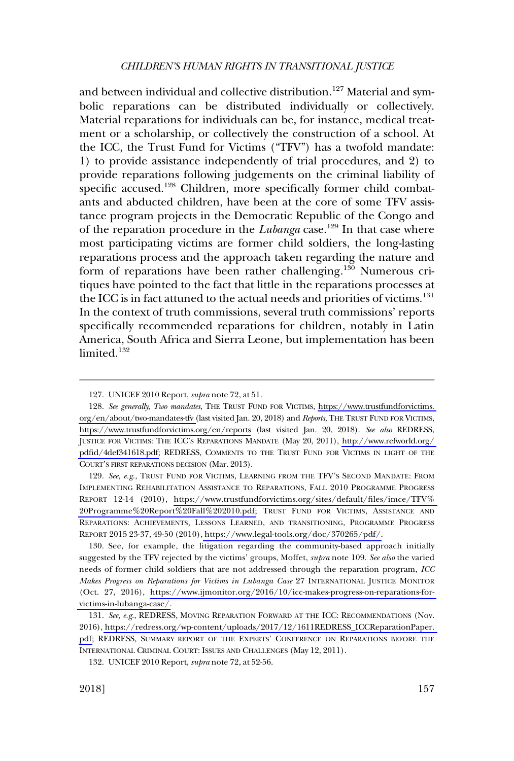and between individual and collective distribution.[127] Material and symbolic reparations can be distributed individually or collectively. Material reparations for individuals can be, for instance, medical treatment or a scholarship, or collectively the construction of a school. At the ICC, the Trust Fund for Victims ("TFV") has a twofold mandate: 1) to provide assistance independently of trial procedures, and 2) to provide reparations following judgements on the criminal liability of specific accused.[128] Children, more specifically former child combatants and abducted children, have been at the core of some TFV assistance program projects in the Democratic Republic of the Congo and of the reparation procedure in the *Lubanga* case.[129] In that case where most participating victims are former child soldiers, the long-lasting reparations process and the approach taken regarding the nature and form of reparations have been rather challenging.[130] Numerous critiques have pointed to the fact that little in the reparations processes at the ICC is in fact attuned to the actual needs and priorities of victims.[131] In the context of truth commissions, several truth commissions' reports specifically recommended reparations for children, notably in Latin America, South Africa and Sierra Leone, but implementation has been limited.[132]

---

127. UNICEF 2010 Report, *supra* note 72, at 51.

128. *See generally*, *Two mandates*, THE TRUST FUND FOR VICTIMS, https://www.trustfundforvictims.org/en/about/two-mandates-tfv (last visited Jan. 20, 2018) and *Reports*, THE TRUST FUND FOR VICTIMS, https://www.trustfundforvictims.org/en/reports (last visited Jan. 20, 2018). *See also* REDRESS, JUSTICE FOR VICTIMS: THE ICC'S REPARATIONS MANDATE (May 20, 2011), http://www.refworld.org/pdfid/4def341618.pdf; REDRESS, COMMENTS TO THE TRUST FUND FOR VICTIMS IN LIGHT OF THE COURT'S FIRST REPARATIONS DECISION (Mar. 2013).

129. *See, e.g.*, TRUST FUND FOR VICTIMS, LEARNING FROM THE TFV'S SECOND MANDATE: FROM IMPLEMENTING REHABILITATION ASSISTANCE TO REPARATIONS, FALL 2010 PROGRAMME PROGRESS REPORT 12-14 (2010), https://www.trustfundforvictims.org/sites/default/files/imce/TFV%20Programme%20Report%20Fall%202010.pdf; TRUST FUND FOR VICTIMS, ASSISTANCE AND REPARATIONS: ACHIEVEMENTS, LESSONS LEARNED, AND TRANSITIONING, PROGRAMME PROGRESS REPORT 2015 23-37, 49-50 (2010), https://www.legal-tools.org/doc/370265/pdf/.

130. See, for example, the litigation regarding the community-based approach initially suggested by the TFV rejected by the victims' groups, Moffet, *supra* note 109. *See also* the varied needs of former child soldiers that are not addressed through the reparation program, *ICC Makes Progress on Reparations for Victims in Lubanga Case* 27 INTERNATIONAL JUSTICE MONITOR (Oct. 27, 2016), https://www.ijmonitor.org/2016/10/icc-makes-progress-on-reparations-for-victims-in-lubanga-case/.

131. *See, e.g.*, REDRESS, MOVING REPARATION FORWARD AT THE ICC: RECOMMENDATIONS (Nov. 2016), https://redress.org/wp-content/uploads/2017/12/1611REDRESS_ICCReparationPaper.pdf; REDRESS, SUMMARY REPORT OF THE EXPERTS' CONFERENCE ON REPARATIONS BEFORE THE INTERNATIONAL CRIMINAL COURT: ISSUES AND CHALLENGES (May 12, 2011).

132. UNICEF 2010 Report, *supra* note 72, at 52-56.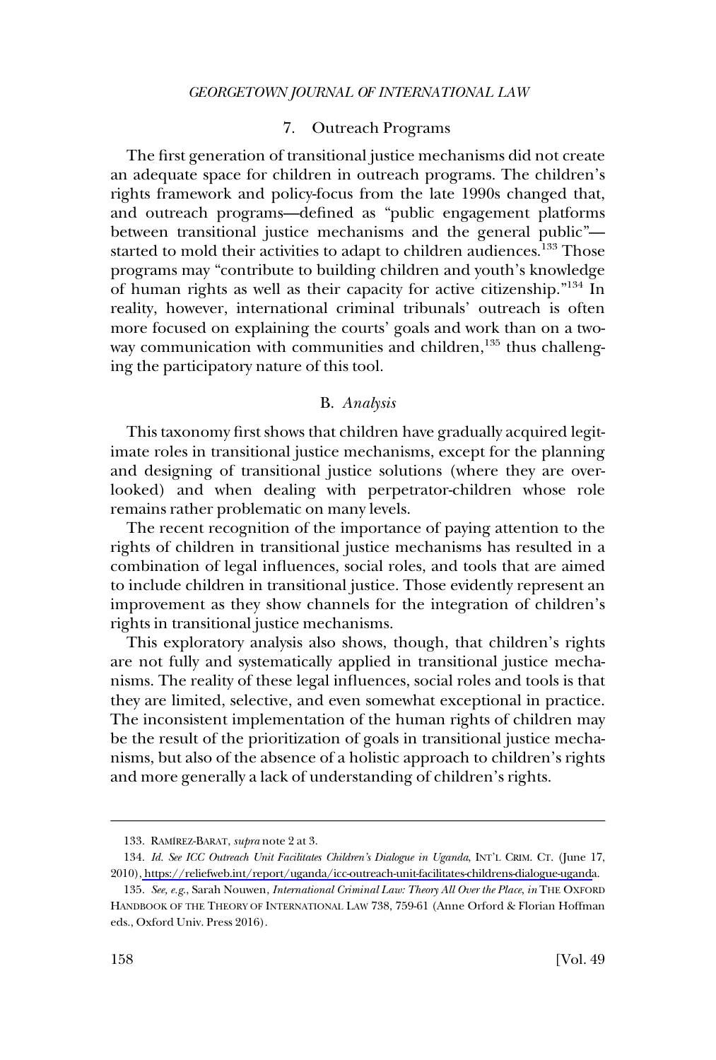### 7. Outreach Programs

The first generation of transitional justice mechanisms did not create an adequate space for children in outreach programs. The children's rights framework and policy-focus from the late 1990s changed that, and outreach programs—defined as "public engagement platforms between transitional justice mechanisms and the general public"—started to mold their activities to adapt to children audiences.[133] Those programs may "contribute to building children and youth's knowledge of human rights as well as their capacity for active citizenship."[134] In reality, however, international criminal tribunals' outreach is often more focused on explaining the courts' goals and work than on a two-way communication with communities and children,[135] thus challenging the participatory nature of this tool.

## B. *Analysis*

This taxonomy first shows that children have gradually acquired legitimate roles in transitional justice mechanisms, except for the planning and designing of transitional justice solutions (where they are overlooked) and when dealing with perpetrator-children whose role remains rather problematic on many levels.

The recent recognition of the importance of paying attention to the rights of children in transitional justice mechanisms has resulted in a combination of legal influences, social roles, and tools that are aimed to include children in transitional justice. Those evidently represent an improvement as they show channels for the integration of children's rights in transitional justice mechanisms.

This exploratory analysis also shows, though, that children's rights are not fully and systematically applied in transitional justice mechanisms. The reality of these legal influences, social roles and tools is that they are limited, selective, and even somewhat exceptional in practice. The inconsistent implementation of the human rights of children may be the result of the prioritization of goals in transitional justice mechanisms, but also of the absence of a holistic approach to children's rights and more generally a lack of understanding of children's rights.

---

133. RAMÍREZ-BARAT, *supra* note 2 at 3.

134. *Id. See ICC Outreach Unit Facilitates Children's Dialogue in Uganda*, INT'L CRIM. CT. (June 17, 2010), https://reliefweb.int/report/uganda/icc-outreach-unit-facilitates-childrens-dialogue-uganda.

135. *See, e.g.*, Sarah Nouwen, *International Criminal Law: Theory All Over the Place*, *in* THE OXFORD HANDBOOK OF THE THEORY OF INTERNATIONAL LAW 738, 759-61 (Anne Orford & Florian Hoffman eds., Oxford Univ. Press 2016).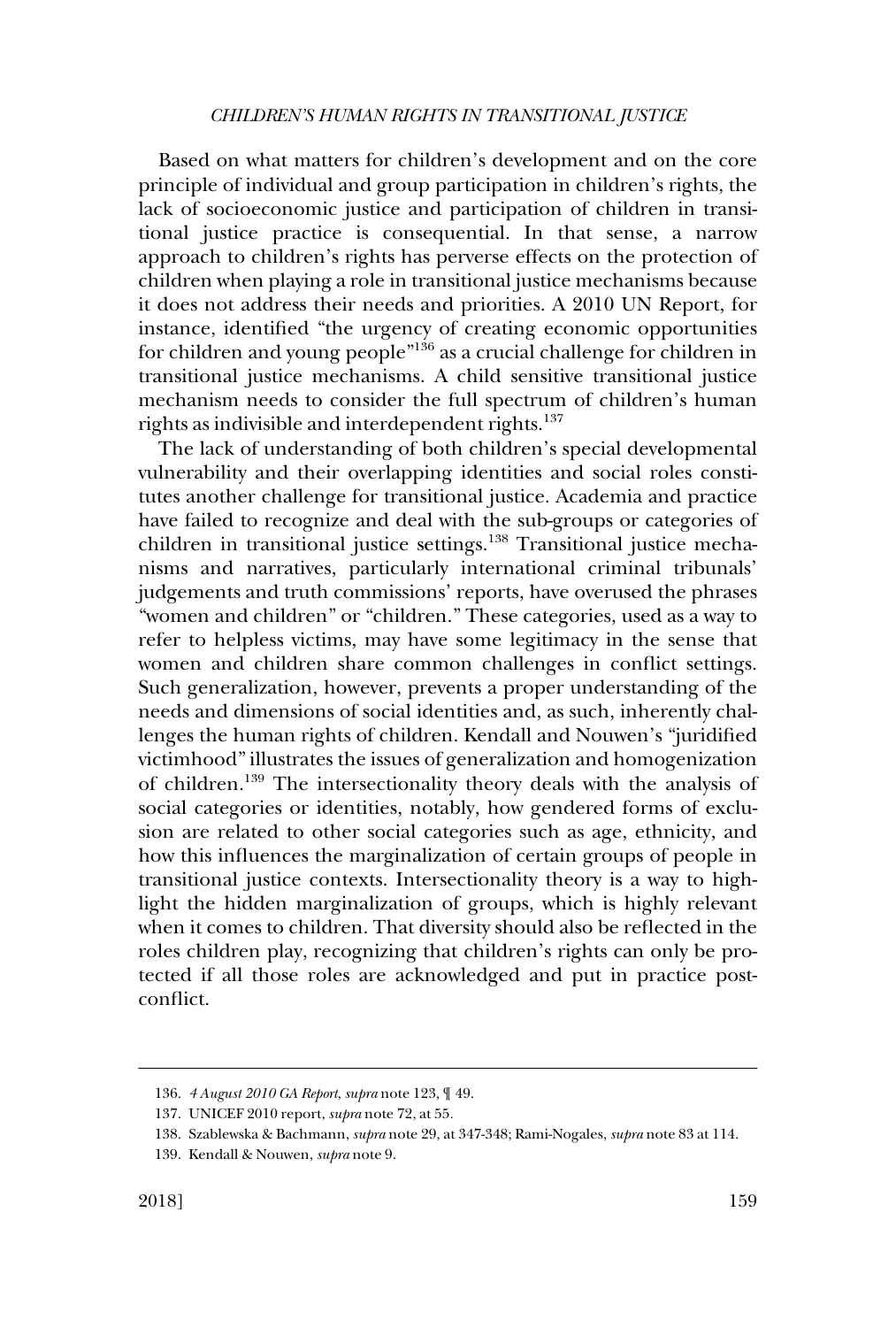Based on what matters for children's development and on the core principle of individual and group participation in children's rights, the lack of socioeconomic justice and participation of children in transitional justice practice is consequential. In that sense, a narrow approach to children's rights has perverse effects on the protection of children when playing a role in transitional justice mechanisms because it does not address their needs and priorities. A 2010 UN Report, for instance, identified "the urgency of creating economic opportunities for children and young people"[136] as a crucial challenge for children in transitional justice mechanisms. A child sensitive transitional justice mechanism needs to consider the full spectrum of children's human rights as indivisible and interdependent rights.[137]

The lack of understanding of both children's special developmental vulnerability and their overlapping identities and social roles constitutes another challenge for transitional justice. Academia and practice have failed to recognize and deal with the sub-groups or categories of children in transitional justice settings.[138] Transitional justice mechanisms and narratives, particularly international criminal tribunals' judgements and truth commissions' reports, have overused the phrases "women and children" or "children." These categories, used as a way to refer to helpless victims, may have some legitimacy in the sense that women and children share common challenges in conflict settings. Such generalization, however, prevents a proper understanding of the needs and dimensions of social identities and, as such, inherently challenges the human rights of children. Kendall and Nouwen's "juridified victimhood" illustrates the issues of generalization and homogenization of children.[139] The intersectionality theory deals with the analysis of social categories or identities, notably, how gendered forms of exclusion are related to other social categories such as age, ethnicity, and how this influences the marginalization of certain groups of people in transitional justice contexts. Intersectionality theory is a way to highlight the hidden marginalization of groups, which is highly relevant when it comes to children. That diversity should also be reflected in the roles children play, recognizing that children's rights can only be protected if all those roles are acknowledged and put in practice post-conflict.

---

136. *4 August 2010 GA Report*, *supra* note 123, ¶ 49.

137. UNICEF 2010 report, *supra* note 72, at 55.

138. Szablewska & Bachmann, *supra* note 29, at 347-348; Rami-Nogales, *supra* note 83 at 114.

139. Kendall & Nouwen, *supra* note 9.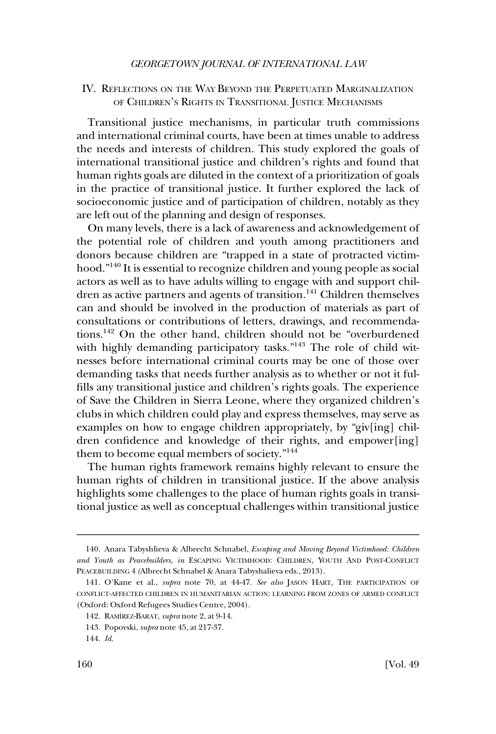## IV. Reflections on the Way Beyond the Perpetuated Marginalization of Children's Rights in Transitional Justice Mechanisms

Transitional justice mechanisms, in particular truth commissions and international criminal courts, have been at times unable to address the needs and interests of children. This study explored the goals of international transitional justice and children's rights and found that human rights goals are diluted in the context of a prioritization of goals in the practice of transitional justice. It further explored the lack of socioeconomic justice and of participation of children, notably as they are left out of the planning and design of responses.

On many levels, there is a lack of awareness and acknowledgement of the potential role of children and youth among practitioners and donors because children are "trapped in a state of protracted victimhood."[140] It is essential to recognize children and young people as social actors as well as to have adults willing to engage with and support children as active partners and agents of transition.[141] Children themselves can and should be involved in the production of materials as part of consultations or contributions of letters, drawings, and recommendations.[142] On the other hand, children should not be "overburdened with highly demanding participatory tasks."[143] The role of child witnesses before international criminal courts may be one of those over demanding tasks that needs further analysis as to whether or not it fulfills any transitional justice and children's rights goals. The experience of Save the Children in Sierra Leone, where they organized children's clubs in which children could play and express themselves, may serve as examples on how to engage children appropriately, by "giv[ing] children confidence and knowledge of their rights, and empower[ing] them to become equal members of society."[144]

The human rights framework remains highly relevant to ensure the human rights of children in transitional justice. If the above analysis highlights some challenges to the place of human rights goals in transitional justice as well as conceptual challenges within transitional justice

---

140. Anara Tabyshlieva & Albrecht Schnabel, *Escaping and Moving Beyond Victimhood: Children and Youth as Peacebuilders*, *in* Escaping Victimhood: Children, Youth and Post-Conflict Peacebuilding 4 (Albrecht Schnabel & Anara Tabyshalieva eds., 2013).

141. O'Kane et al., *supra* note 70, at 44-47. *See also* Jason Hart, The participation of conflict-affected children in humanitarian action: learning from zones of armed conflict (Oxford: Oxford Refugees Studies Centre, 2004).

142. Ramírez-Barat, *supra* note 2, at 9-14.

143. Popovski, *supra* note 45, at 217-37.

144. *Id.*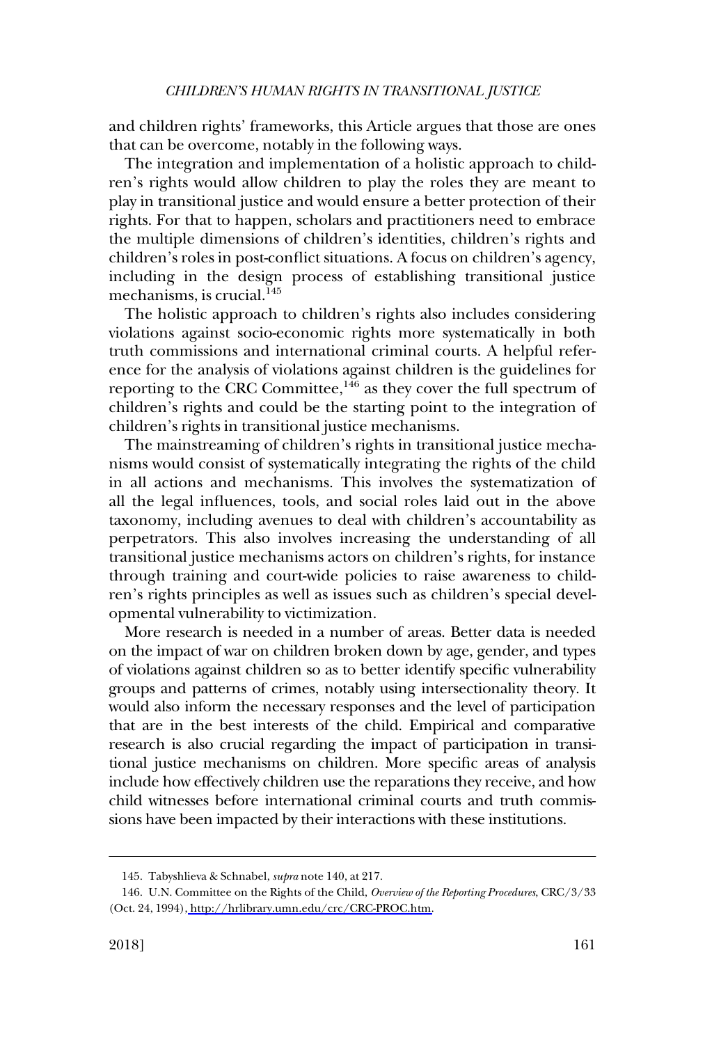and children rights' frameworks, this Article argues that those are ones that can be overcome, notably in the following ways.

The integration and implementation of a holistic approach to children's rights would allow children to play the roles they are meant to play in transitional justice and would ensure a better protection of their rights. For that to happen, scholars and practitioners need to embrace the multiple dimensions of children's identities, children's rights and children's roles in post-conflict situations. A focus on children's agency, including in the design process of establishing transitional justice mechanisms, is crucial.[145]

The holistic approach to children's rights also includes considering violations against socio-economic rights more systematically in both truth commissions and international criminal courts. A helpful reference for the analysis of violations against children is the guidelines for reporting to the CRC Committee,[146] as they cover the full spectrum of children's rights and could be the starting point to the integration of children's rights in transitional justice mechanisms.

The mainstreaming of children's rights in transitional justice mechanisms would consist of systematically integrating the rights of the child in all actions and mechanisms. This involves the systematization of all the legal influences, tools, and social roles laid out in the above taxonomy, including avenues to deal with children's accountability as perpetrators. This also involves increasing the understanding of all transitional justice mechanisms actors on children's rights, for instance through training and court-wide policies to raise awareness to children's rights principles as well as issues such as children's special developmental vulnerability to victimization.

More research is needed in a number of areas. Better data is needed on the impact of war on children broken down by age, gender, and types of violations against children so as to better identify specific vulnerability groups and patterns of crimes, notably using intersectionality theory. It would also inform the necessary responses and the level of participation that are in the best interests of the child. Empirical and comparative research is also crucial regarding the impact of participation in transitional justice mechanisms on children. More specific areas of analysis include how effectively children use the reparations they receive, and how child witnesses before international criminal courts and truth commissions have been impacted by their interactions with these institutions.

---

145. Tabyshlieva & Schnabel, *supra* note 140, at 217.

146. U.N. Committee on the Rights of the Child, *Overview of the Reporting Procedures*, CRC/3/33 (Oct. 24, 1994), http://hrlibrary.umn.edu/crc/CRC-PROC.htm.